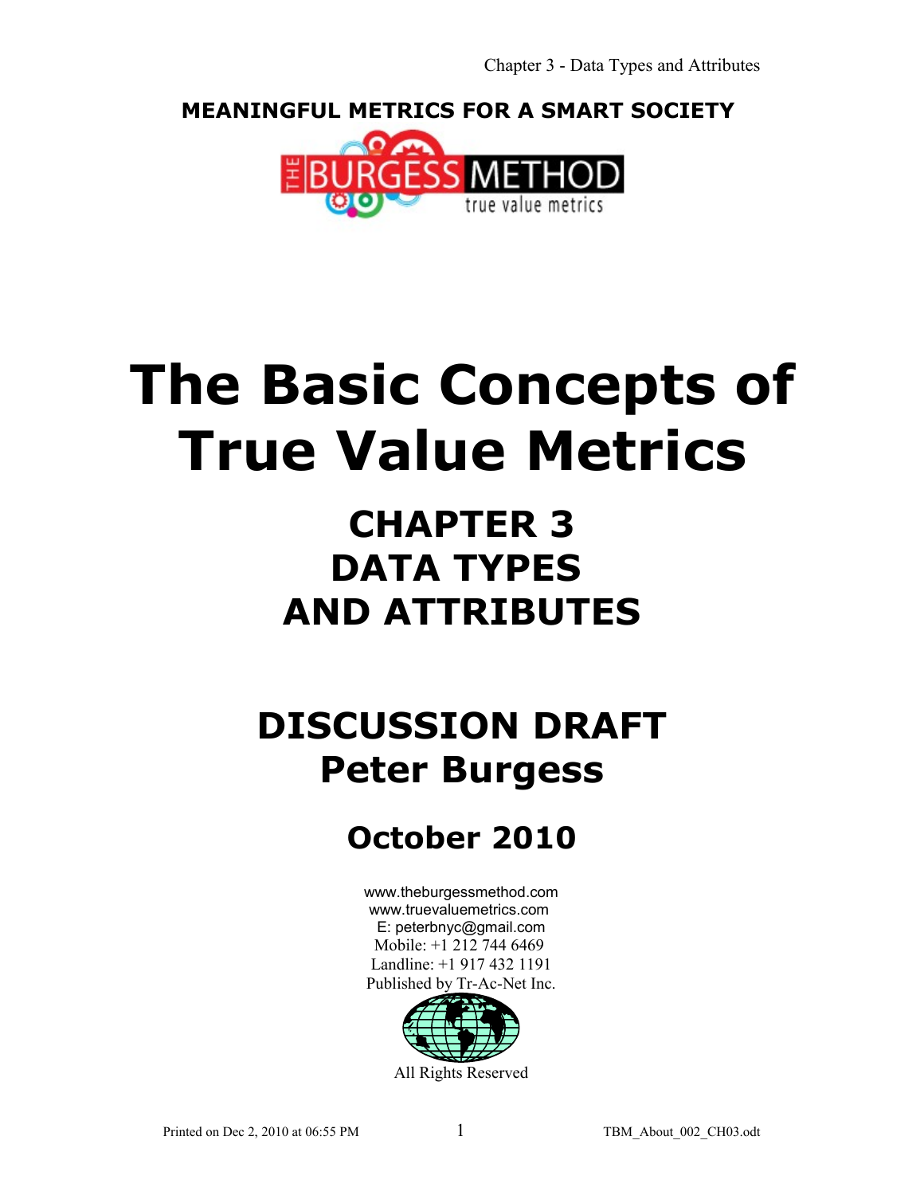**MEANINGFUL METRICS FOR A SMART SOCIETY**

THE BURGESS METHOD
true value metrics

# The Basic Concepts of True Value Metrics

## CHAPTER 3
## DATA TYPES
## AND ATTRIBUTES

## DISCUSSION DRAFT
## Peter Burgess

## October 2010

www.theburgessmethod.com
www.truevaluemetrics.com
E: peterbnyc@gmail.com
Mobile: +1 212 744 6469
Landline: +1 917 432 1191
Published by Tr-Ac-Net Inc.

All Rights Reserved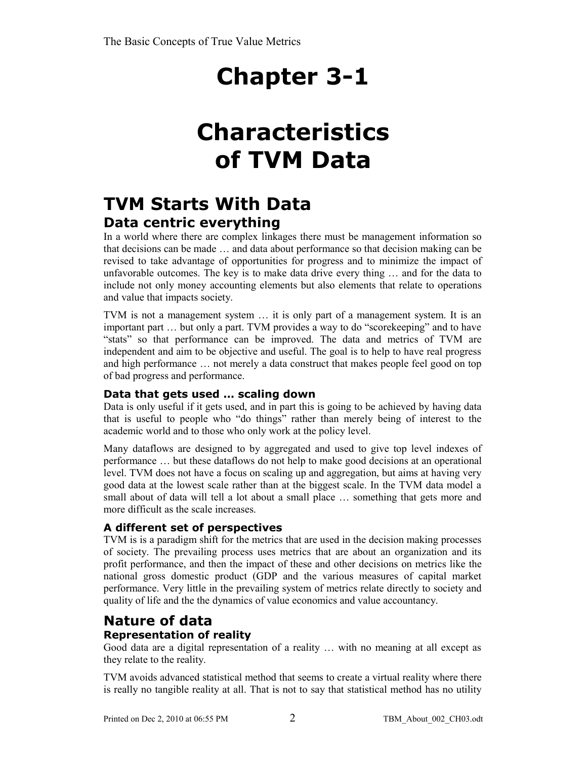# Chapter 3-1

# Characteristics of TVM Data

## TVM Starts With Data

### Data centric everything

In a world where there are complex linkages there must be management information so that decisions can be made … and data about performance so that decision making can be revised to take advantage of opportunities for progress and to minimize the impact of unfavorable outcomes. The key is to make data drive every thing … and for the data to include not only money accounting elements but also elements that relate to operations and value that impacts society.

TVM is not a management system … it is only part of a management system. It is an important part … but only a part. TVM provides a way to do "scorekeeping" and to have "stats" so that performance can be improved. The data and metrics of TVM are independent and aim to be objective and useful. The goal is to help to have real progress and high performance … not merely a data construct that makes people feel good on top of bad progress and performance.

#### Data that gets used … scaling down

Data is only useful if it gets used, and in part this is going to be achieved by having data that is useful to people who "do things" rather than merely being of interest to the academic world and to those who only work at the policy level.

Many dataflows are designed to by aggregated and used to give top level indexes of performance … but these dataflows do not help to make good decisions at an operational level. TVM does not have a focus on scaling up and aggregation, but aims at having very good data at the lowest scale rather than at the biggest scale. In the TVM data model a small about of data will tell a lot about a small place … something that gets more and more difficult as the scale increases.

#### A different set of perspectives

TVM is is a paradigm shift for the metrics that are used in the decision making processes of society. The prevailing process uses metrics that are about an organization and its profit performance, and then the impact of these and other decisions on metrics like the national gross domestic product (GDP and the various measures of capital market performance. Very little in the prevailing system of metrics relate directly to society and quality of life and the the dynamics of value economics and value accountancy.

## Nature of data

### Representation of reality

Good data are a digital representation of a reality … with no meaning at all except as they relate to the reality.

TVM avoids advanced statistical method that seems to create a virtual reality where there is really no tangible reality at all. That is not to say that statistical method has no utility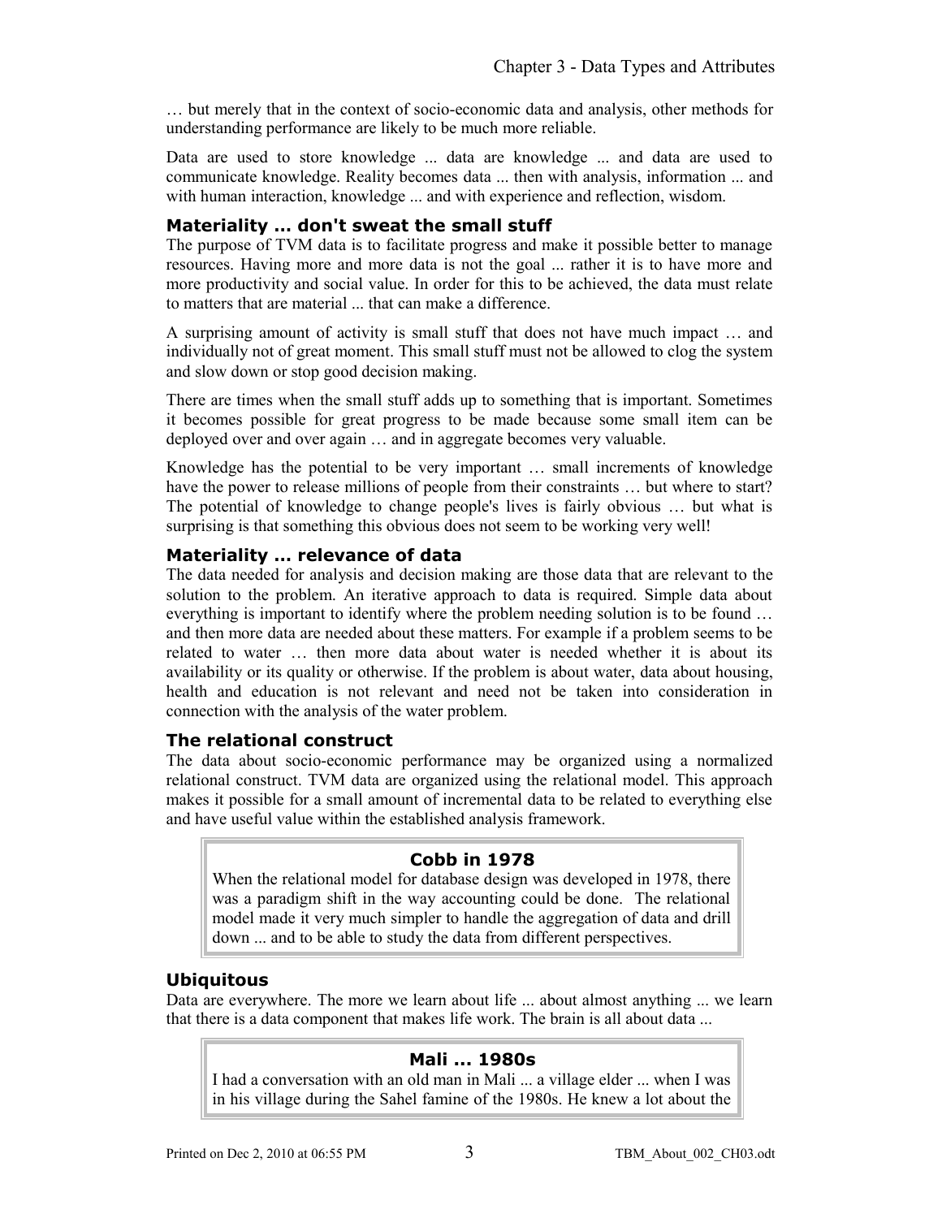… but merely that in the context of socio-economic data and analysis, other methods for understanding performance are likely to be much more reliable.

Data are used to store knowledge ... data are knowledge ... and data are used to communicate knowledge. Reality becomes data ... then with analysis, information ... and with human interaction, knowledge ... and with experience and reflection, wisdom.

### Materiality ... don't sweat the small stuff

The purpose of TVM data is to facilitate progress and make it possible better to manage resources. Having more and more data is not the goal ... rather it is to have more and more productivity and social value. In order for this to be achieved, the data must relate to matters that are material ... that can make a difference.

A surprising amount of activity is small stuff that does not have much impact … and individually not of great moment. This small stuff must not be allowed to clog the system and slow down or stop good decision making.

There are times when the small stuff adds up to something that is important. Sometimes it becomes possible for great progress to be made because some small item can be deployed over and over again … and in aggregate becomes very valuable.

Knowledge has the potential to be very important … small increments of knowledge have the power to release millions of people from their constraints … but where to start? The potential of knowledge to change people's lives is fairly obvious … but what is surprising is that something this obvious does not seem to be working very well!

### Materiality ... relevance of data

The data needed for analysis and decision making are those data that are relevant to the solution to the problem. An iterative approach to data is required. Simple data about everything is important to identify where the problem needing solution is to be found … and then more data are needed about these matters. For example if a problem seems to be related to water … then more data about water is needed whether it is about its availability or its quality or otherwise. If the problem is about water, data about housing, health and education is not relevant and need not be taken into consideration in connection with the analysis of the water problem.

### The relational construct

The data about socio-economic performance may be organized using a normalized relational construct. TVM data are organized using the relational model. This approach makes it possible for a small amount of incremental data to be related to everything else and have useful value within the established analysis framework.

> **Cobb in 1978**
>
> When the relational model for database design was developed in 1978, there was a paradigm shift in the way accounting could be done. The relational model made it very much simpler to handle the aggregation of data and drill down ... and to be able to study the data from different perspectives.

### Ubiquitous

Data are everywhere. The more we learn about life ... about almost anything ... we learn that there is a data component that makes life work. The brain is all about data ...

> **Mali ... 1980s**
>
> I had a conversation with an old man in Mali ... a village elder ... when I was in his village during the Sahel famine of the 1980s. He knew a lot about the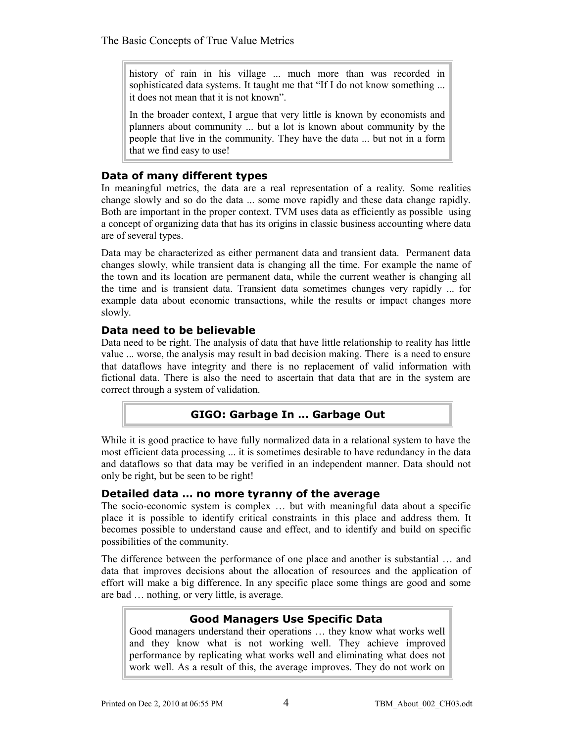history of rain in his village ... much more than was recorded in sophisticated data systems. It taught me that "If I do not know something ... it does not mean that it is not known".

In the broader context, I argue that very little is known by economists and planners about community ... but a lot is known about community by the people that live in the community. They have the data ... but not in a form that we find easy to use!

### Data of many different types

In meaningful metrics, the data are a real representation of a reality. Some realities change slowly and so do the data ... some move rapidly and these data change rapidly. Both are important in the proper context. TVM uses data as efficiently as possible using a concept of organizing data that has its origins in classic business accounting where data are of several types.

Data may be characterized as either permanent data and transient data. Permanent data changes slowly, while transient data is changing all the time. For example the name of the town and its location are permanent data, while the current weather is changing all the time and is transient data. Transient data sometimes changes very rapidly ... for example data about economic transactions, while the results or impact changes more slowly.

### Data need to be believable

Data need to be right. The analysis of data that have little relationship to reality has little value ... worse, the analysis may result in bad decision making. There is a need to ensure that dataflows have integrity and there is no replacement of valid information with fictional data. There is also the need to ascertain that data that are in the system are correct through a system of validation.

**GIGO: Garbage In … Garbage Out**

While it is good practice to have fully normalized data in a relational system to have the most efficient data processing ... it is sometimes desirable to have redundancy in the data and dataflows so that data may be verified in an independent manner. Data should not only be right, but be seen to be right!

### Detailed data … no more tyranny of the average

The socio-economic system is complex … but with meaningful data about a specific place it is possible to identify critical constraints in this place and address them. It becomes possible to understand cause and effect, and to identify and build on specific possibilities of the community.

The difference between the performance of one place and another is substantial … and data that improves decisions about the allocation of resources and the application of effort will make a big difference. In any specific place some things are good and some are bad … nothing, or very little, is average.

**Good Managers Use Specific Data**

Good managers understand their operations … they know what works well and they know what is not working well. They achieve improved performance by replicating what works well and eliminating what does not work well. As a result of this, the average improves. They do not work on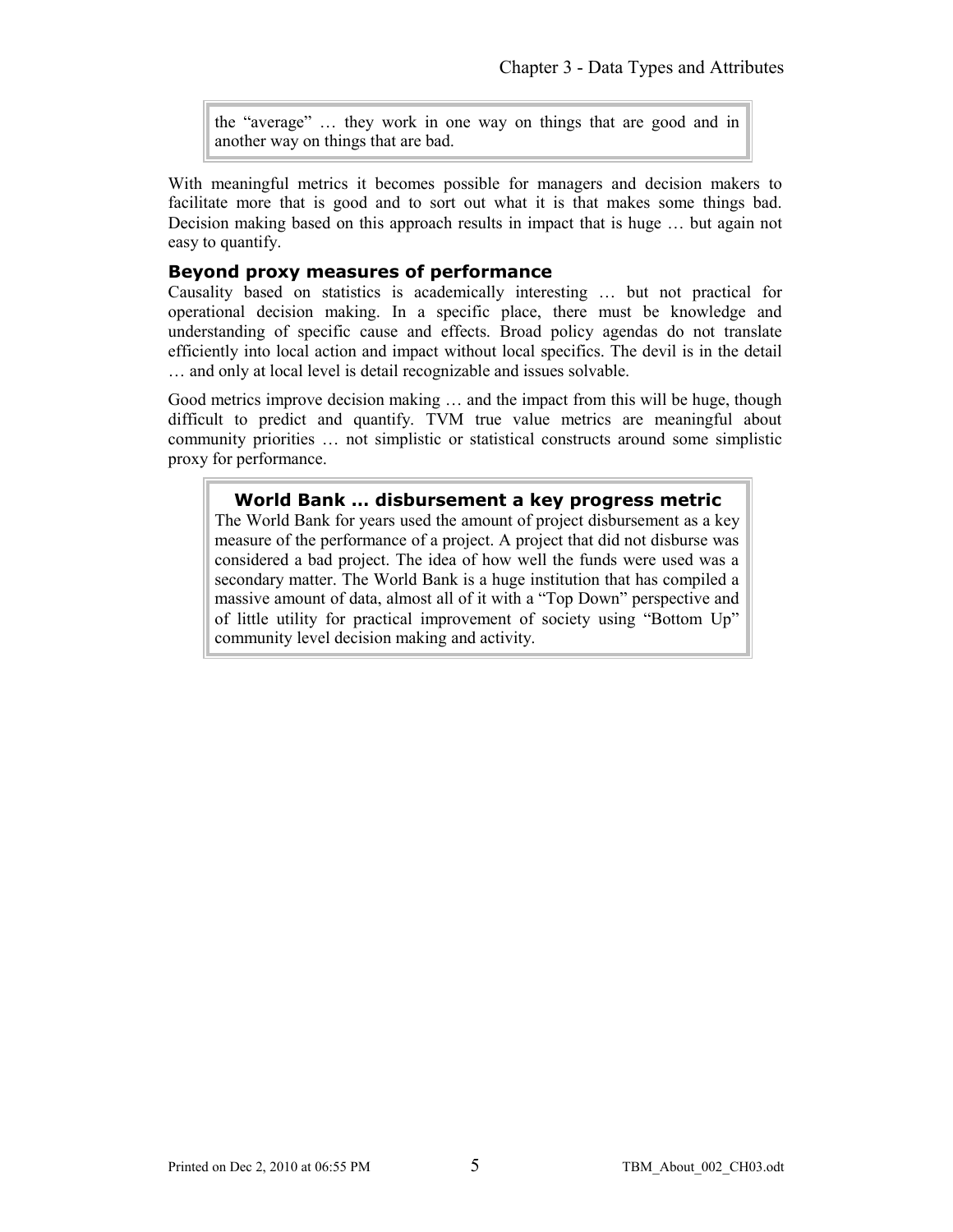> the "average" … they work in one way on things that are good and in another way on things that are bad.

With meaningful metrics it becomes possible for managers and decision makers to facilitate more that is good and to sort out what it is that makes some things bad. Decision making based on this approach results in impact that is huge … but again not easy to quantify.

### Beyond proxy measures of performance

Causality based on statistics is academically interesting … but not practical for operational decision making. In a specific place, there must be knowledge and understanding of specific cause and effects. Broad policy agendas do not translate efficiently into local action and impact without local specifics. The devil is in the detail … and only at local level is detail recognizable and issues solvable.

Good metrics improve decision making … and the impact from this will be huge, though difficult to predict and quantify. TVM true value metrics are meaningful about community priorities … not simplistic or statistical constructs around some simplistic proxy for performance.

> **World Bank … disbursement a key progress metric**
>
> The World Bank for years used the amount of project disbursement as a key measure of the performance of a project. A project that did not disburse was considered a bad project. The idea of how well the funds were used was a secondary matter. The World Bank is a huge institution that has compiled a massive amount of data, almost all of it with a "Top Down" perspective and of little utility for practical improvement of society using "Bottom Up" community level decision making and activity.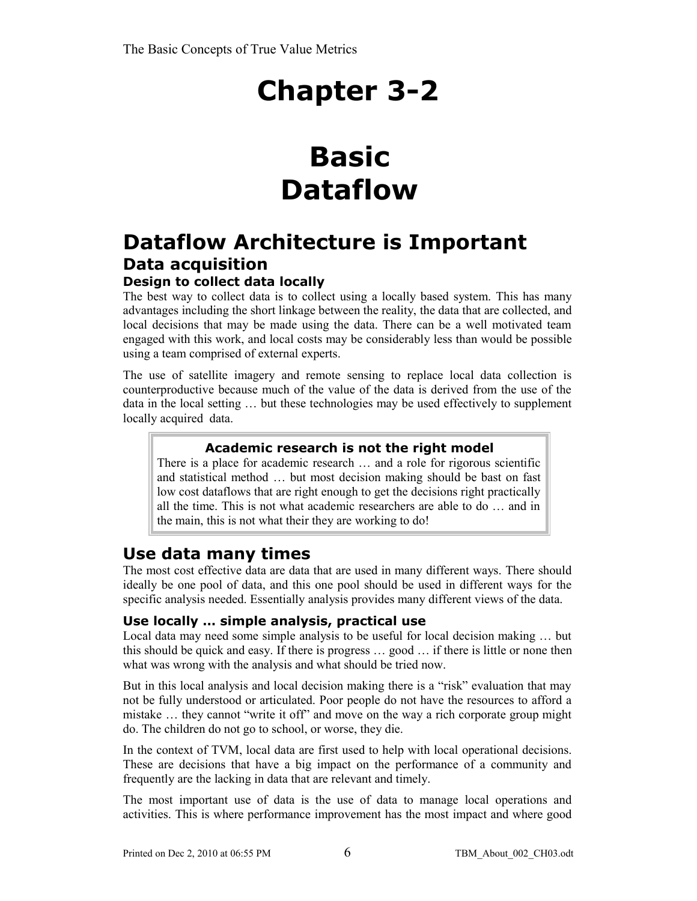# Chapter 3-2

# Basic Dataflow

## Dataflow Architecture is Important

### Data acquisition

#### Design to collect data locally

The best way to collect data is to collect using a locally based system. This has many advantages including the short linkage between the reality, the data that are collected, and local decisions that may be made using the data. There can be a well motivated team engaged with this work, and local costs may be considerably less than would be possible using a team comprised of external experts.

The use of satellite imagery and remote sensing to replace local data collection is counterproductive because much of the value of the data is derived from the use of the data in the local setting … but these technologies may be used effectively to supplement locally acquired data.

> **Academic research is not the right model**
>
> There is a place for academic research … and a role for rigorous scientific and statistical method … but most decision making should be bast on fast low cost dataflows that are right enough to get the decisions right practically all the time. This is not what academic researchers are able to do … and in the main, this is not what their they are working to do!

### Use data many times

The most cost effective data are data that are used in many different ways. There should ideally be one pool of data, and this one pool should be used in different ways for the specific analysis needed. Essentially analysis provides many different views of the data.

#### Use locally … simple analysis, practical use

Local data may need some simple analysis to be useful for local decision making … but this should be quick and easy. If there is progress … good … if there is little or none then what was wrong with the analysis and what should be tried now.

But in this local analysis and local decision making there is a "risk" evaluation that may not be fully understood or articulated. Poor people do not have the resources to afford a mistake … they cannot "write it off" and move on the way a rich corporate group might do. The children do not go to school, or worse, they die.

In the context of TVM, local data are first used to help with local operational decisions. These are decisions that have a big impact on the performance of a community and frequently are the lacking in data that are relevant and timely.

The most important use of data is the use of data to manage local operations and activities. This is where performance improvement has the most impact and where good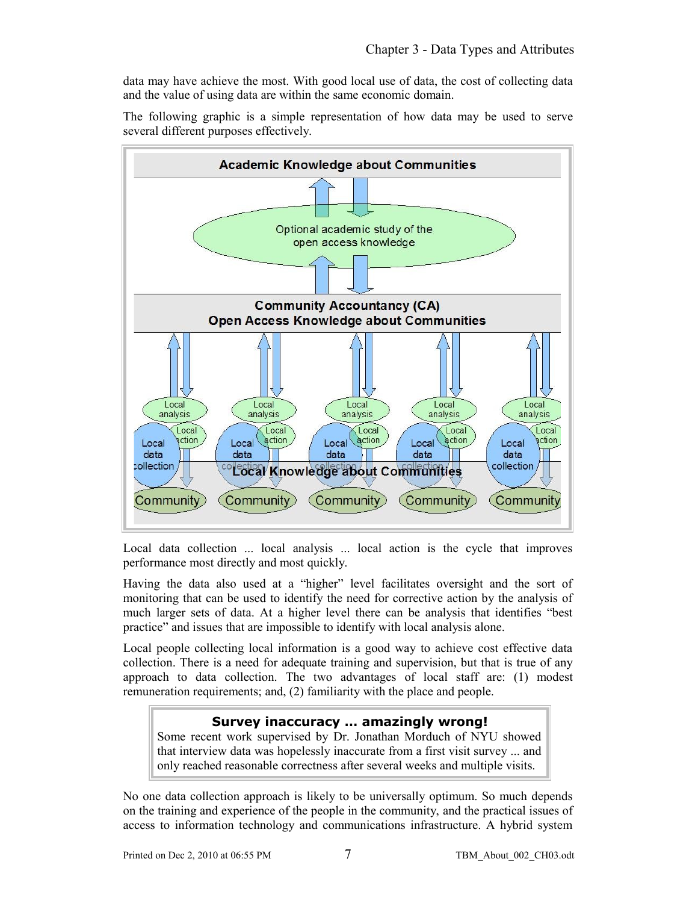data may have achieve the most. With good local use of data, the cost of collecting data and the value of using data are within the same economic domain.

The following graphic is a simple representation of how data may be used to serve several different purposes effectively.

Local data collection ... local analysis ... local action is the cycle that improves performance most directly and most quickly.

Having the data also used at a "higher" level facilitates oversight and the sort of monitoring that can be used to identify the need for corrective action by the analysis of much larger sets of data. At a higher level there can be analysis that identifies "best practice" and issues that are impossible to identify with local analysis alone.

Local people collecting local information is a good way to achieve cost effective data collection. There is a need for adequate training and supervision, but that is true of any approach to data collection. The two advantages of local staff are: (1) modest remuneration requirements; and, (2) familiarity with the place and people.

> **Survey inaccuracy ... amazingly wrong!**
> Some recent work supervised by Dr. Jonathan Morduch of NYU showed that interview data was hopelessly inaccurate from a first visit survey ... and only reached reasonable correctness after several weeks and multiple visits.

No one data collection approach is likely to be universally optimum. So much depends on the training and experience of the people in the community, and the practical issues of access to information technology and communications infrastructure. A hybrid system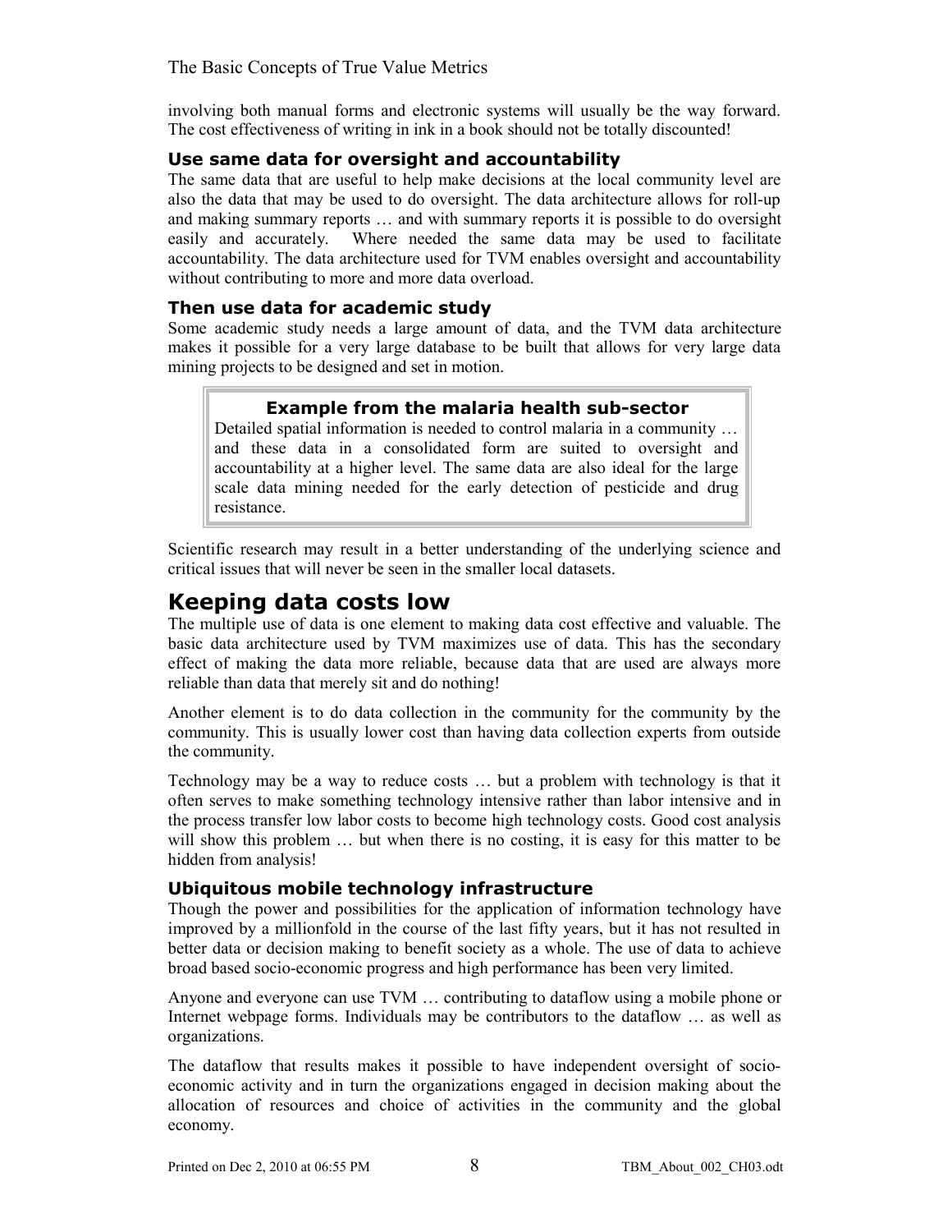involving both manual forms and electronic systems will usually be the way forward. The cost effectiveness of writing in ink in a book should not be totally discounted!

### Use same data for oversight and accountability

The same data that are useful to help make decisions at the local community level are also the data that may be used to do oversight. The data architecture allows for roll-up and making summary reports … and with summary reports it is possible to do oversight easily and accurately. Where needed the same data may be used to facilitate accountability. The data architecture used for TVM enables oversight and accountability without contributing to more and more data overload.

### Then use data for academic study

Some academic study needs a large amount of data, and the TVM data architecture makes it possible for a very large database to be built that allows for very large data mining projects to be designed and set in motion.

> **Example from the malaria health sub-sector**
>
> Detailed spatial information is needed to control malaria in a community … and these data in a consolidated form are suited to oversight and accountability at a higher level. The same data are also ideal for the large scale data mining needed for the early detection of pesticide and drug resistance.

Scientific research may result in a better understanding of the underlying science and critical issues that will never be seen in the smaller local datasets.

## Keeping data costs low

The multiple use of data is one element to making data cost effective and valuable. The basic data architecture used by TVM maximizes use of data. This has the secondary effect of making the data more reliable, because data that are used are always more reliable than data that merely sit and do nothing!

Another element is to do data collection in the community for the community by the community. This is usually lower cost than having data collection experts from outside the community.

Technology may be a way to reduce costs … but a problem with technology is that it often serves to make something technology intensive rather than labor intensive and in the process transfer low labor costs to become high technology costs. Good cost analysis will show this problem … but when there is no costing, it is easy for this matter to be hidden from analysis!

### Ubiquitous mobile technology infrastructure

Though the power and possibilities for the application of information technology have improved by a millionfold in the course of the last fifty years, but it has not resulted in better data or decision making to benefit society as a whole. The use of data to achieve broad based socio-economic progress and high performance has been very limited.

Anyone and everyone can use TVM … contributing to dataflow using a mobile phone or Internet webpage forms. Individuals may be contributors to the dataflow … as well as organizations.

The dataflow that results makes it possible to have independent oversight of socio-economic activity and in turn the organizations engaged in decision making about the allocation of resources and choice of activities in the community and the global economy.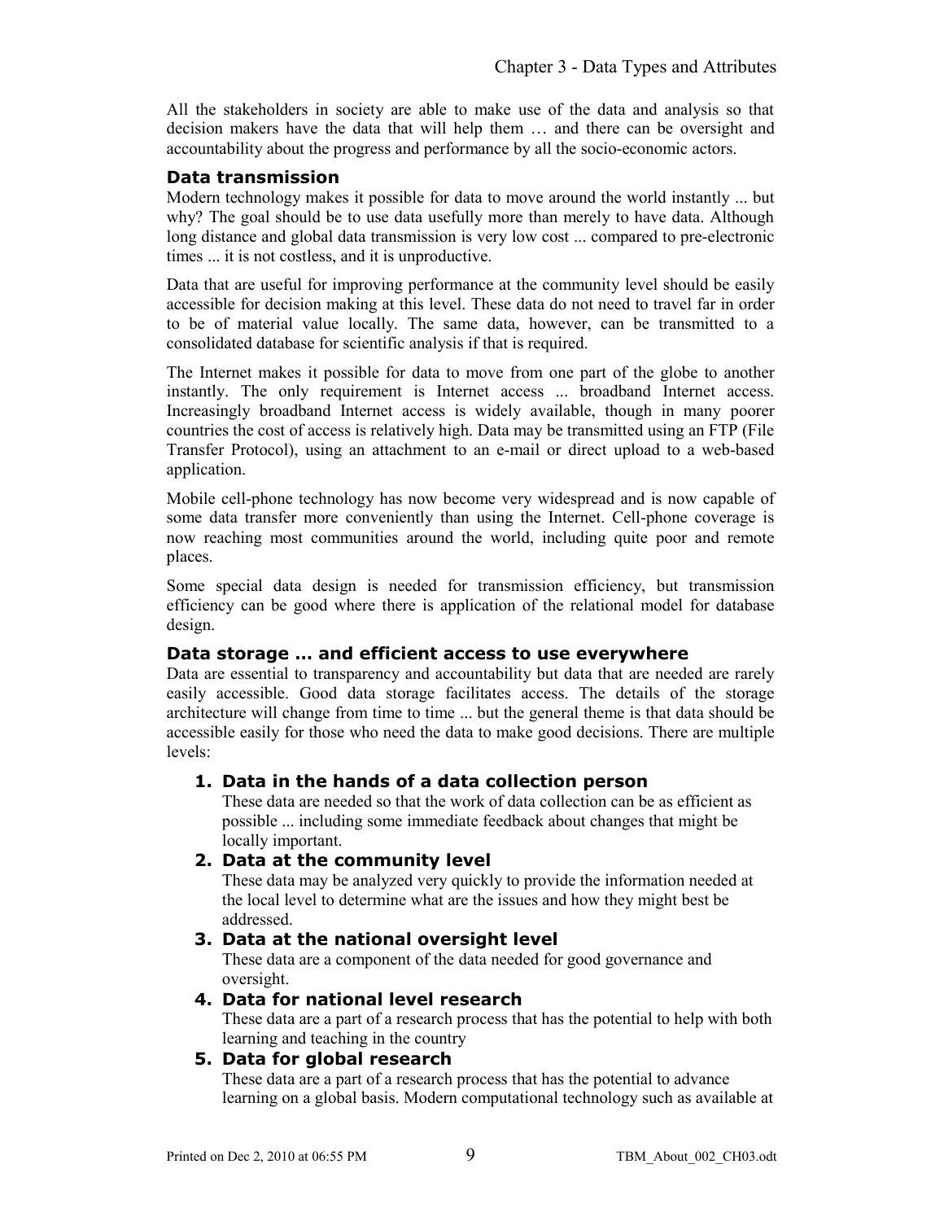All the stakeholders in society are able to make use of the data and analysis so that decision makers have the data that will help them … and there can be oversight and accountability about the progress and performance by all the socio-economic actors.

### Data transmission

Modern technology makes it possible for data to move around the world instantly ... but why? The goal should be to use data usefully more than merely to have data. Although long distance and global data transmission is very low cost ... compared to pre-electronic times ... it is not costless, and it is unproductive.

Data that are useful for improving performance at the community level should be easily accessible for decision making at this level. These data do not need to travel far in order to be of material value locally. The same data, however, can be transmitted to a consolidated database for scientific analysis if that is required.

The Internet makes it possible for data to move from one part of the globe to another instantly. The only requirement is Internet access ... broadband Internet access. Increasingly broadband Internet access is widely available, though in many poorer countries the cost of access is relatively high. Data may be transmitted using an FTP (File Transfer Protocol), using an attachment to an e-mail or direct upload to a web-based application.

Mobile cell-phone technology has now become very widespread and is now capable of some data transfer more conveniently than using the Internet. Cell-phone coverage is now reaching most communities around the world, including quite poor and remote places.

Some special data design is needed for transmission efficiency, but transmission efficiency can be good where there is application of the relational model for database design.

### Data storage ... and efficient access to use everywhere

Data are essential to transparency and accountability but data that are needed are rarely easily accessible. Good data storage facilitates access. The details of the storage architecture will change from time to time ... but the general theme is that data should be accessible easily for those who need the data to make good decisions. There are multiple levels:

1. **Data in the hands of a data collection person**
   These data are needed so that the work of data collection can be as efficient as possible ... including some immediate feedback about changes that might be locally important.
2. **Data at the community level**
   These data may be analyzed very quickly to provide the information needed at the local level to determine what are the issues and how they might best be addressed.
3. **Data at the national oversight level**
   These data are a component of the data needed for good governance and oversight.
4. **Data for national level research**
   These data are a part of a research process that has the potential to help with both learning and teaching in the country
5. **Data for global research**
   These data are a part of a research process that has the potential to advance learning on a global basis. Modern computational technology such as available at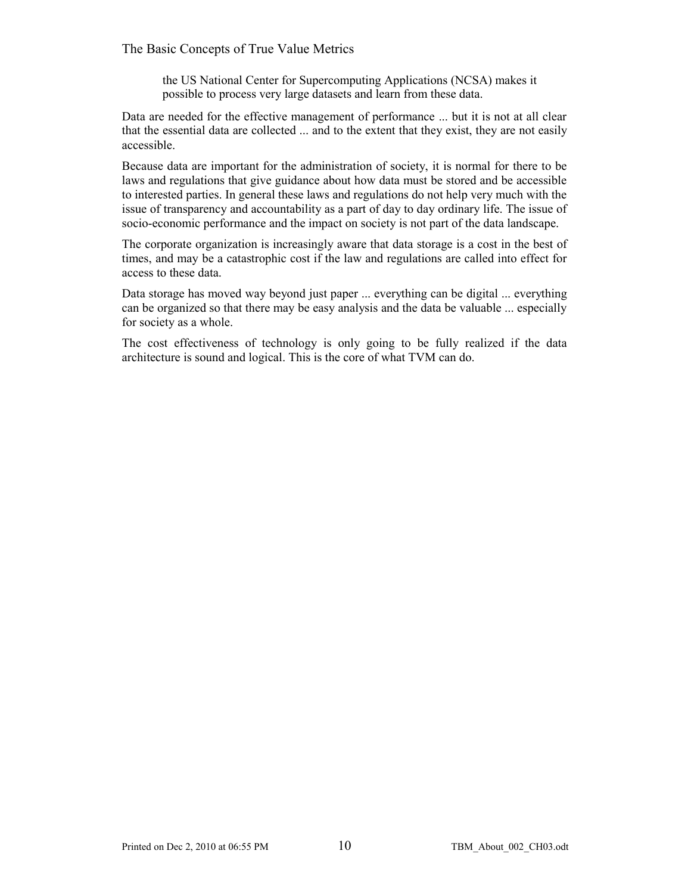> the US National Center for Supercomputing Applications (NCSA) makes it possible to process very large datasets and learn from these data.

Data are needed for the effective management of performance ... but it is not at all clear that the essential data are collected ... and to the extent that they exist, they are not easily accessible.

Because data are important for the administration of society, it is normal for there to be laws and regulations that give guidance about how data must be stored and be accessible to interested parties. In general these laws and regulations do not help very much with the issue of transparency and accountability as a part of day to day ordinary life. The issue of socio-economic performance and the impact on society is not part of the data landscape.

The corporate organization is increasingly aware that data storage is a cost in the best of times, and may be a catastrophic cost if the law and regulations are called into effect for access to these data.

Data storage has moved way beyond just paper ... everything can be digital ... everything can be organized so that there may be easy analysis and the data be valuable ... especially for society as a whole.

The cost effectiveness of technology is only going to be fully realized if the data architecture is sound and logical. This is the core of what TVM can do.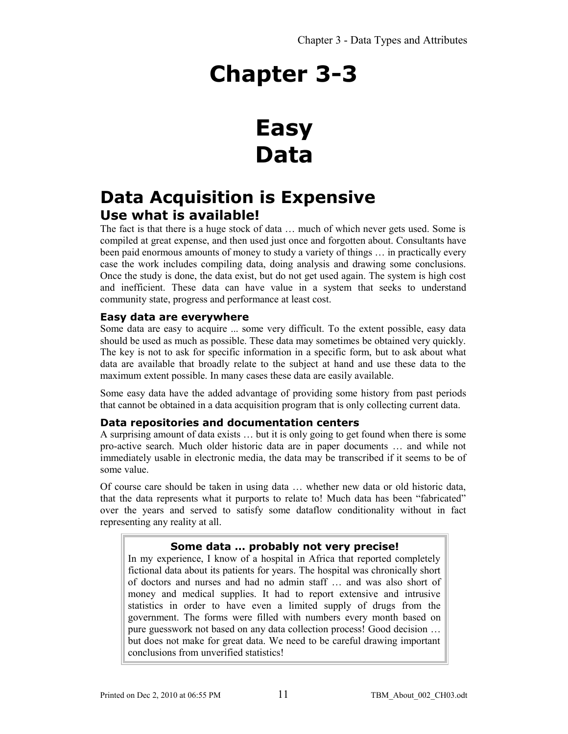# Chapter 3-3

# Easy Data

## Data Acquisition is Expensive

### Use what is available!

The fact is that there is a huge stock of data … much of which never gets used. Some is compiled at great expense, and then used just once and forgotten about. Consultants have been paid enormous amounts of money to study a variety of things … in practically every case the work includes compiling data, doing analysis and drawing some conclusions. Once the study is done, the data exist, but do not get used again. The system is high cost and inefficient. These data can have value in a system that seeks to understand community state, progress and performance at least cost.

#### Easy data are everywhere

Some data are easy to acquire ... some very difficult. To the extent possible, easy data should be used as much as possible. These data may sometimes be obtained very quickly. The key is not to ask for specific information in a specific form, but to ask about what data are available that broadly relate to the subject at hand and use these data to the maximum extent possible. In many cases these data are easily available.

Some easy data have the added advantage of providing some history from past periods that cannot be obtained in a data acquisition program that is only collecting current data.

#### Data repositories and documentation centers

A surprising amount of data exists … but it is only going to get found when there is some pro-active search. Much older historic data are in paper documents … and while not immediately usable in electronic media, the data may be transcribed if it seems to be of some value.

Of course care should be taken in using data … whether new data or old historic data, that the data represents what it purports to relate to! Much data has been "fabricated" over the years and served to satisfy some dataflow conditionality without in fact representing any reality at all.

> **Some data … probably not very precise!**
>
> In my experience, I know of a hospital in Africa that reported completely fictional data about its patients for years. The hospital was chronically short of doctors and nurses and had no admin staff … and was also short of money and medical supplies. It had to report extensive and intrusive statistics in order to have even a limited supply of drugs from the government. The forms were filled with numbers every month based on pure guesswork not based on any data collection process! Good decision … but does not make for great data. We need to be careful drawing important conclusions from unverified statistics!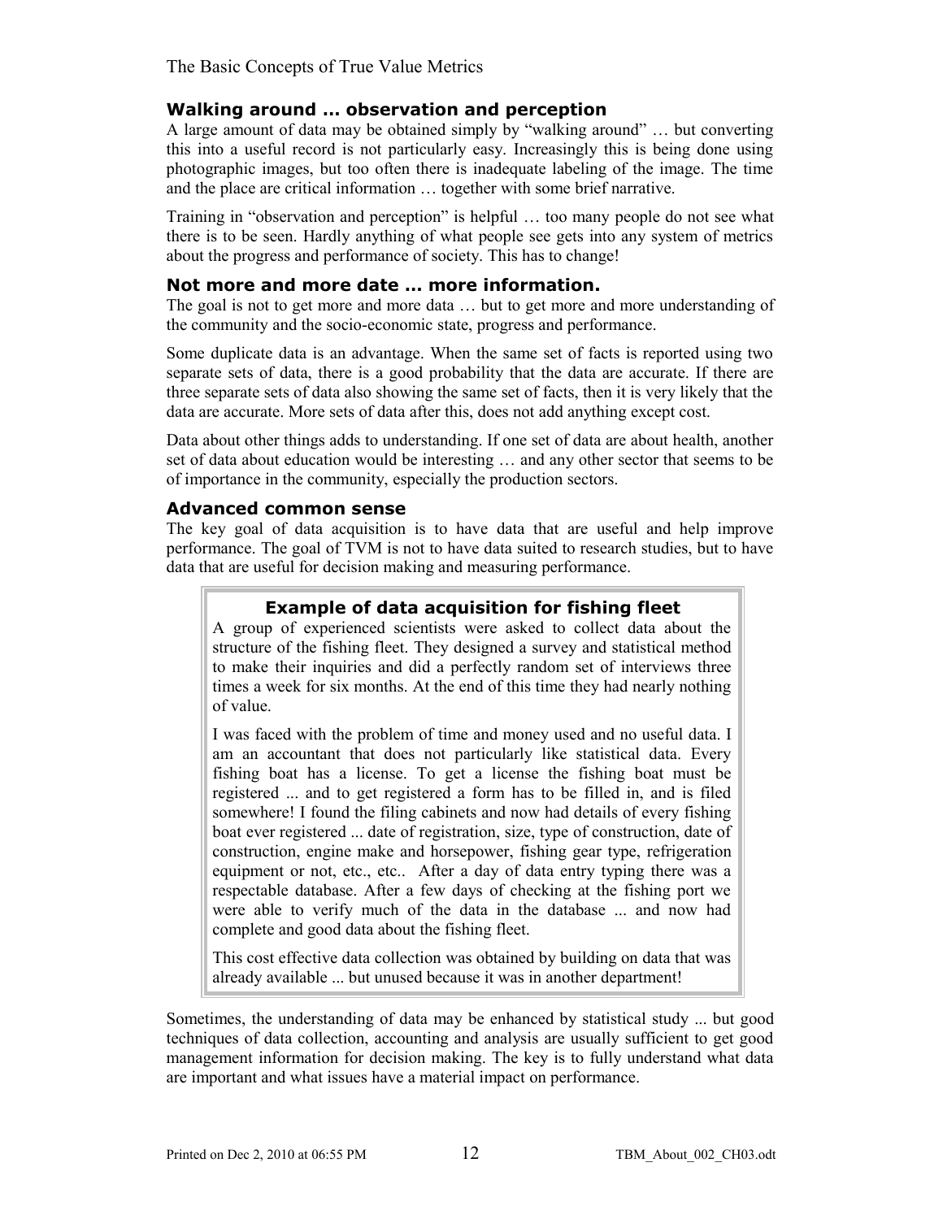## Walking around … observation and perception

A large amount of data may be obtained simply by "walking around" … but converting this into a useful record is not particularly easy. Increasingly this is being done using photographic images, but too often there is inadequate labeling of the image. The time and the place are critical information … together with some brief narrative.

Training in "observation and perception" is helpful … too many people do not see what there is to be seen. Hardly anything of what people see gets into any system of metrics about the progress and performance of society. This has to change!

## Not more and more date … more information.

The goal is not to get more and more data … but to get more and more understanding of the community and the socio-economic state, progress and performance.

Some duplicate data is an advantage. When the same set of facts is reported using two separate sets of data, there is a good probability that the data are accurate. If there are three separate sets of data also showing the same set of facts, then it is very likely that the data are accurate. More sets of data after this, does not add anything except cost.

Data about other things adds to understanding. If one set of data are about health, another set of data about education would be interesting … and any other sector that seems to be of importance in the community, especially the production sectors.

## Advanced common sense

The key goal of data acquisition is to have data that are useful and help improve performance. The goal of TVM is not to have data suited to research studies, but to have data that are useful for decision making and measuring performance.

> ### Example of data acquisition for fishing fleet
>
> A group of experienced scientists were asked to collect data about the structure of the fishing fleet. They designed a survey and statistical method to make their inquiries and did a perfectly random set of interviews three times a week for six months. At the end of this time they had nearly nothing of value.
>
> I was faced with the problem of time and money used and no useful data. I am an accountant that does not particularly like statistical data. Every fishing boat has a license. To get a license the fishing boat must be registered ... and to get registered a form has to be filled in, and is filed somewhere! I found the filing cabinets and now had details of every fishing boat ever registered ... date of registration, size, type of construction, date of construction, engine make and horsepower, fishing gear type, refrigeration equipment or not, etc., etc.. After a day of data entry typing there was a respectable database. After a few days of checking at the fishing port we were able to verify much of the data in the database ... and now had complete and good data about the fishing fleet.
>
> This cost effective data collection was obtained by building on data that was already available ... but unused because it was in another department!

Sometimes, the understanding of data may be enhanced by statistical study ... but good techniques of data collection, accounting and analysis are usually sufficient to get good management information for decision making. The key is to fully understand what data are important and what issues have a material impact on performance.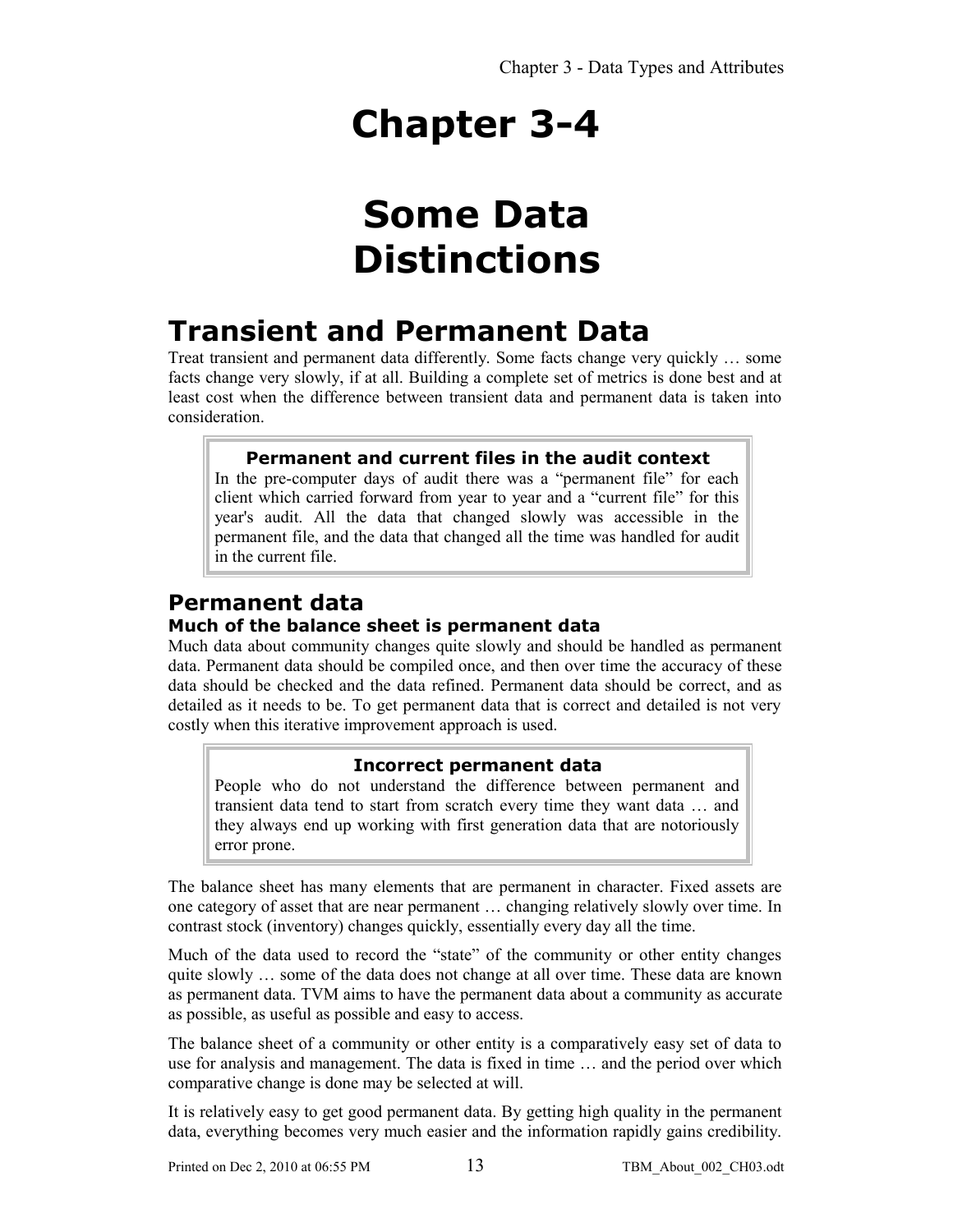# Chapter 3-4

# Some Data Distinctions

## Transient and Permanent Data

Treat transient and permanent data differently. Some facts change very quickly … some facts change very slowly, if at all. Building a complete set of metrics is done best and at least cost when the difference between transient data and permanent data is taken into consideration.

> **Permanent and current files in the audit context**
>
> In the pre-computer days of audit there was a "permanent file" for each client which carried forward from year to year and a "current file" for this year's audit. All the data that changed slowly was accessible in the permanent file, and the data that changed all the time was handled for audit in the current file.

### Permanent data

#### Much of the balance sheet is permanent data

Much data about community changes quite slowly and should be handled as permanent data. Permanent data should be compiled once, and then over time the accuracy of these data should be checked and the data refined. Permanent data should be correct, and as detailed as it needs to be. To get permanent data that is correct and detailed is not very costly when this iterative improvement approach is used.

> **Incorrect permanent data**
>
> People who do not understand the difference between permanent and transient data tend to start from scratch every time they want data … and they always end up working with first generation data that are notoriously error prone.

The balance sheet has many elements that are permanent in character. Fixed assets are one category of asset that are near permanent … changing relatively slowly over time. In contrast stock (inventory) changes quickly, essentially every day all the time.

Much of the data used to record the "state" of the community or other entity changes quite slowly … some of the data does not change at all over time. These data are known as permanent data. TVM aims to have the permanent data about a community as accurate as possible, as useful as possible and easy to access.

The balance sheet of a community or other entity is a comparatively easy set of data to use for analysis and management. The data is fixed in time … and the period over which comparative change is done may be selected at will.

It is relatively easy to get good permanent data. By getting high quality in the permanent data, everything becomes very much easier and the information rapidly gains credibility.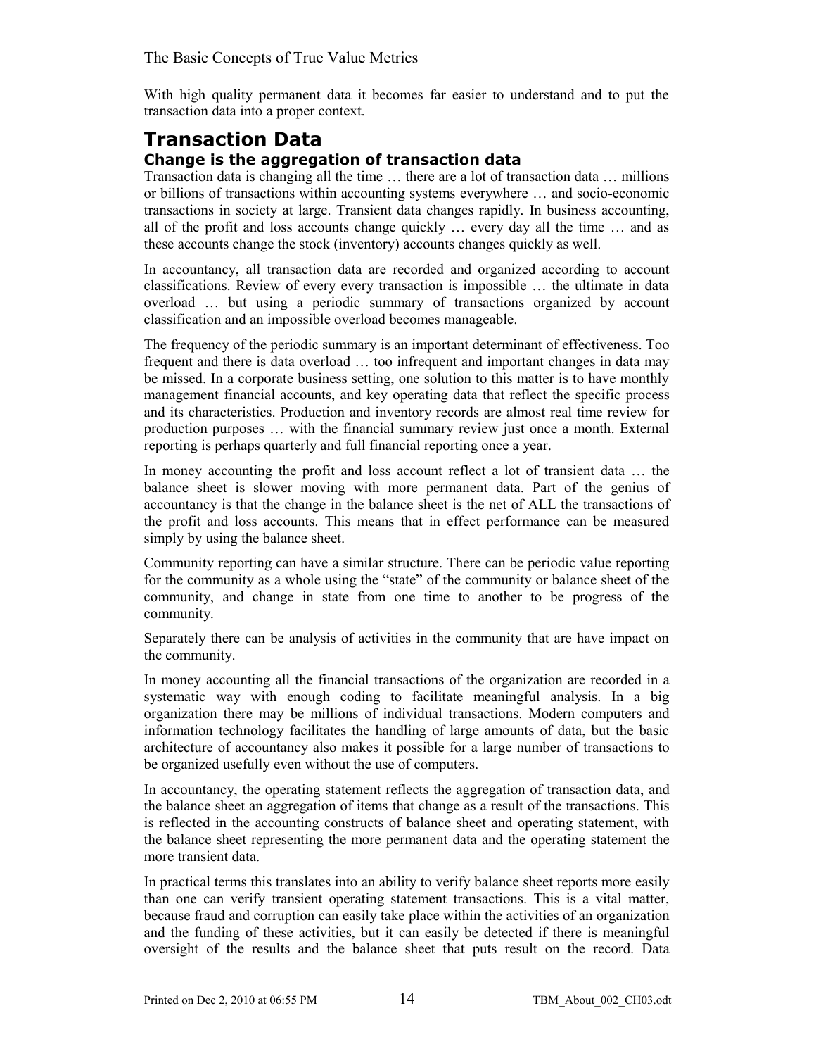With high quality permanent data it becomes far easier to understand and to put the transaction data into a proper context.

# Transaction Data

## Change is the aggregation of transaction data

Transaction data is changing all the time … there are a lot of transaction data … millions or billions of transactions within accounting systems everywhere … and socio-economic transactions in society at large. Transient data changes rapidly. In business accounting, all of the profit and loss accounts change quickly … every day all the time … and as these accounts change the stock (inventory) accounts changes quickly as well.

In accountancy, all transaction data are recorded and organized according to account classifications. Review of every every transaction is impossible … the ultimate in data overload … but using a periodic summary of transactions organized by account classification and an impossible overload becomes manageable.

The frequency of the periodic summary is an important determinant of effectiveness. Too frequent and there is data overload … too infrequent and important changes in data may be missed. In a corporate business setting, one solution to this matter is to have monthly management financial accounts, and key operating data that reflect the specific process and its characteristics. Production and inventory records are almost real time review for production purposes … with the financial summary review just once a month. External reporting is perhaps quarterly and full financial reporting once a year.

In money accounting the profit and loss account reflect a lot of transient data … the balance sheet is slower moving with more permanent data. Part of the genius of accountancy is that the change in the balance sheet is the net of ALL the transactions of the profit and loss accounts. This means that in effect performance can be measured simply by using the balance sheet.

Community reporting can have a similar structure. There can be periodic value reporting for the community as a whole using the "state" of the community or balance sheet of the community, and change in state from one time to another to be progress of the community.

Separately there can be analysis of activities in the community that are have impact on the community.

In money accounting all the financial transactions of the organization are recorded in a systematic way with enough coding to facilitate meaningful analysis. In a big organization there may be millions of individual transactions. Modern computers and information technology facilitates the handling of large amounts of data, but the basic architecture of accountancy also makes it possible for a large number of transactions to be organized usefully even without the use of computers.

In accountancy, the operating statement reflects the aggregation of transaction data, and the balance sheet an aggregation of items that change as a result of the transactions. This is reflected in the accounting constructs of balance sheet and operating statement, with the balance sheet representing the more permanent data and the operating statement the more transient data.

In practical terms this translates into an ability to verify balance sheet reports more easily than one can verify transient operating statement transactions. This is a vital matter, because fraud and corruption can easily take place within the activities of an organization and the funding of these activities, but it can easily be detected if there is meaningful oversight of the results and the balance sheet that puts result on the record. Data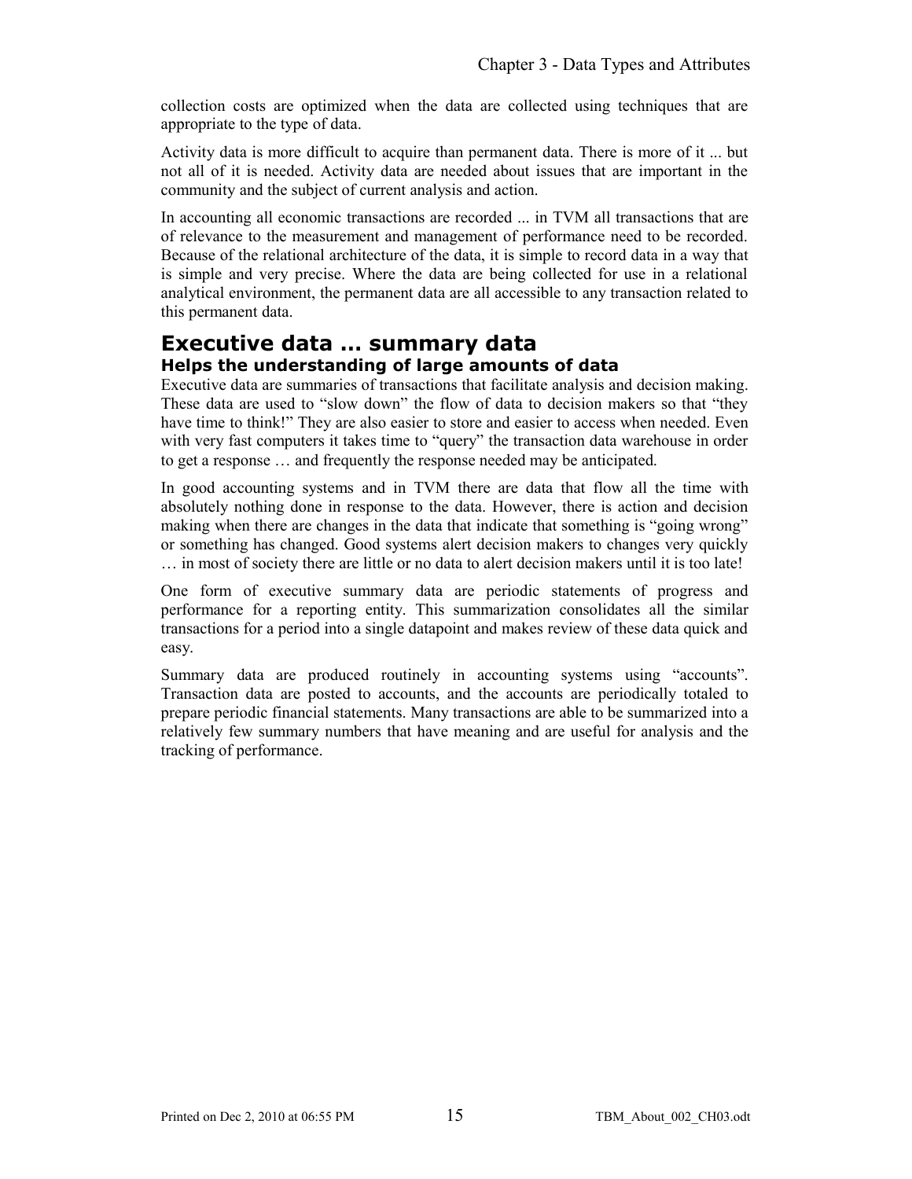collection costs are optimized when the data are collected using techniques that are appropriate to the type of data.

Activity data is more difficult to acquire than permanent data. There is more of it ... but not all of it is needed. Activity data are needed about issues that are important in the community and the subject of current analysis and action.

In accounting all economic transactions are recorded ... in TVM all transactions that are of relevance to the measurement and management of performance need to be recorded. Because of the relational architecture of the data, it is simple to record data in a way that is simple and very precise. Where the data are being collected for use in a relational analytical environment, the permanent data are all accessible to any transaction related to this permanent data.

## Executive data … summary data

### Helps the understanding of large amounts of data

Executive data are summaries of transactions that facilitate analysis and decision making. These data are used to "slow down" the flow of data to decision makers so that "they have time to think!" They are also easier to store and easier to access when needed. Even with very fast computers it takes time to "query" the transaction data warehouse in order to get a response … and frequently the response needed may be anticipated.

In good accounting systems and in TVM there are data that flow all the time with absolutely nothing done in response to the data. However, there is action and decision making when there are changes in the data that indicate that something is "going wrong" or something has changed. Good systems alert decision makers to changes very quickly … in most of society there are little or no data to alert decision makers until it is too late!

One form of executive summary data are periodic statements of progress and performance for a reporting entity. This summarization consolidates all the similar transactions for a period into a single datapoint and makes review of these data quick and easy.

Summary data are produced routinely in accounting systems using "accounts". Transaction data are posted to accounts, and the accounts are periodically totaled to prepare periodic financial statements. Many transactions are able to be summarized into a relatively few summary numbers that have meaning and are useful for analysis and the tracking of performance.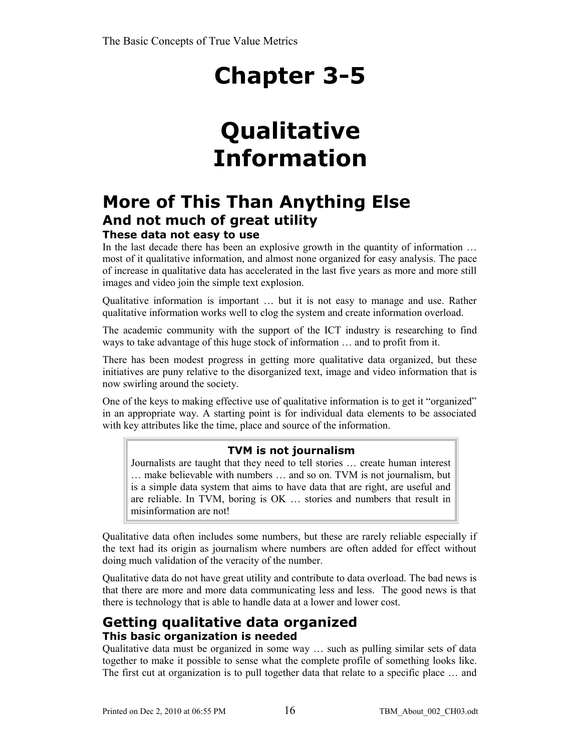# Chapter 3-5

# Qualitative Information

## More of This Than Anything Else

### And not much of great utility

#### These data not easy to use

In the last decade there has been an explosive growth in the quantity of information … most of it qualitative information, and almost none organized for easy analysis. The pace of increase in qualitative data has accelerated in the last five years as more and more still images and video join the simple text explosion.

Qualitative information is important … but it is not easy to manage and use. Rather qualitative information works well to clog the system and create information overload.

The academic community with the support of the ICT industry is researching to find ways to take advantage of this huge stock of information … and to profit from it.

There has been modest progress in getting more qualitative data organized, but these initiatives are puny relative to the disorganized text, image and video information that is now swirling around the society.

One of the keys to making effective use of qualitative information is to get it "organized" in an appropriate way. A starting point is for individual data elements to be associated with key attributes like the time, place and source of the information.

> **TVM is not journalism**
>
> Journalists are taught that they need to tell stories … create human interest … make believable with numbers … and so on. TVM is not journalism, but is a simple data system that aims to have data that are right, are useful and are reliable. In TVM, boring is OK … stories and numbers that result in misinformation are not!

Qualitative data often includes some numbers, but these are rarely reliable especially if the text had its origin as journalism where numbers are often added for effect without doing much validation of the veracity of the number.

Qualitative data do not have great utility and contribute to data overload. The bad news is that there are more and more data communicating less and less. The good news is that there is technology that is able to handle data at a lower and lower cost.

## Getting qualitative data organized

#### This basic organization is needed

Qualitative data must be organized in some way … such as pulling similar sets of data together to make it possible to sense what the complete profile of something looks like. The first cut at organization is to pull together data that relate to a specific place … and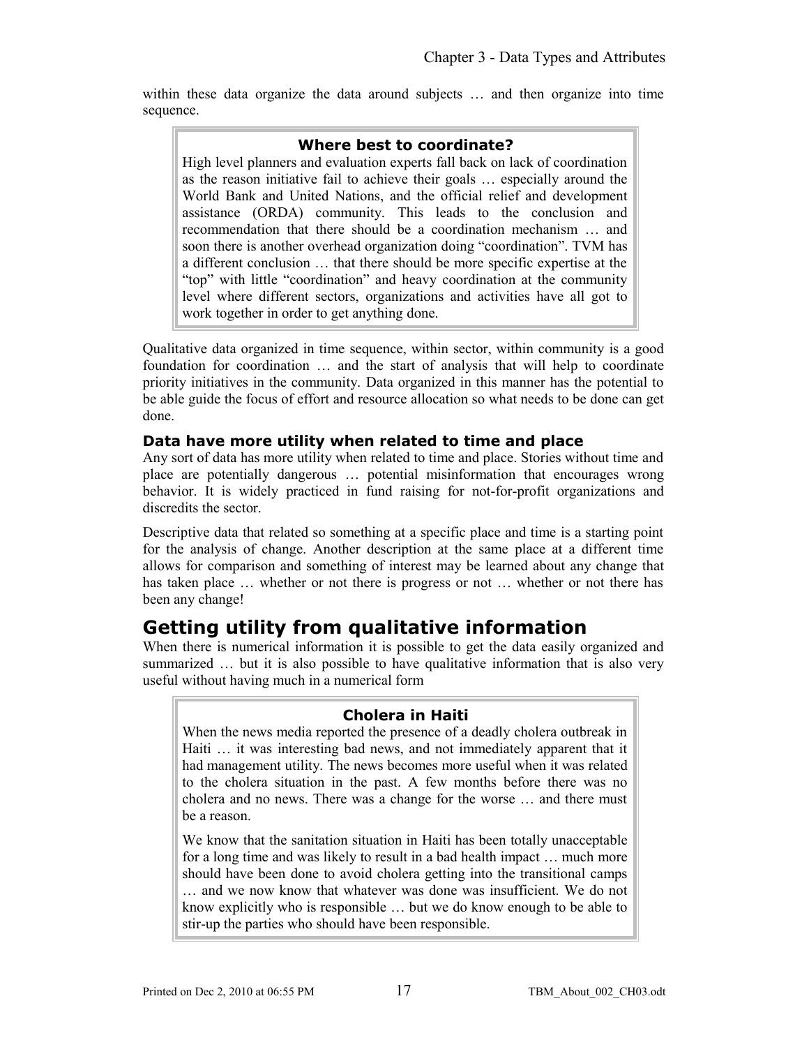within these data organize the data around subjects … and then organize into time sequence.

> **Where best to coordinate?**
>
> High level planners and evaluation experts fall back on lack of coordination as the reason initiative fail to achieve their goals … especially around the World Bank and United Nations, and the official relief and development assistance (ORDA) community. This leads to the conclusion and recommendation that there should be a coordination mechanism … and soon there is another overhead organization doing "coordination". TVM has a different conclusion … that there should be more specific expertise at the "top" with little "coordination" and heavy coordination at the community level where different sectors, organizations and activities have all got to work together in order to get anything done.

Qualitative data organized in time sequence, within sector, within community is a good foundation for coordination … and the start of analysis that will help to coordinate priority initiatives in the community. Data organized in this manner has the potential to be able guide the focus of effort and resource allocation so what needs to be done can get done.

### Data have more utility when related to time and place

Any sort of data has more utility when related to time and place. Stories without time and place are potentially dangerous … potential misinformation that encourages wrong behavior. It is widely practiced in fund raising for not-for-profit organizations and discredits the sector.

Descriptive data that related so something at a specific place and time is a starting point for the analysis of change. Another description at the same place at a different time allows for comparison and something of interest may be learned about any change that has taken place … whether or not there is progress or not … whether or not there has been any change!

## Getting utility from qualitative information

When there is numerical information it is possible to get the data easily organized and summarized … but it is also possible to have qualitative information that is also very useful without having much in a numerical form

> **Cholera in Haiti**
>
> When the news media reported the presence of a deadly cholera outbreak in Haiti … it was interesting bad news, and not immediately apparent that it had management utility. The news becomes more useful when it was related to the cholera situation in the past. A few months before there was no cholera and no news. There was a change for the worse … and there must be a reason.
>
> We know that the sanitation situation in Haiti has been totally unacceptable for a long time and was likely to result in a bad health impact … much more should have been done to avoid cholera getting into the transitional camps … and we now know that whatever was done was insufficient. We do not know explicitly who is responsible … but we do know enough to be able to stir-up the parties who should have been responsible.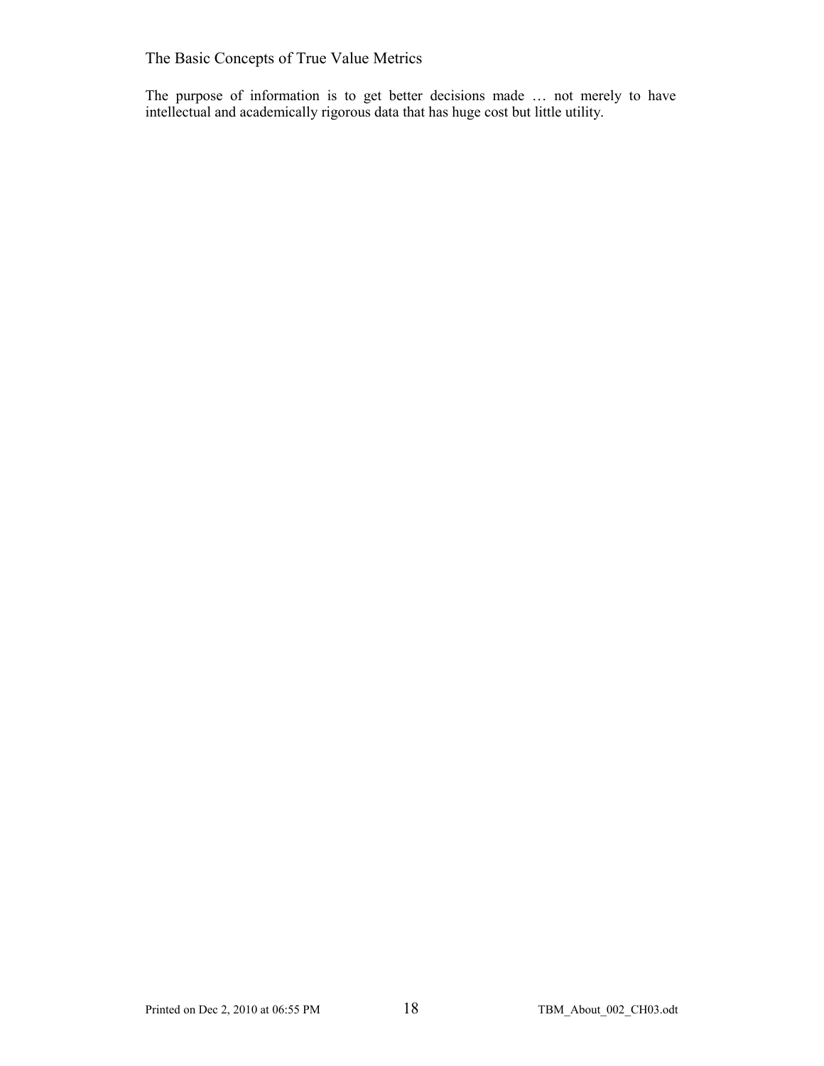## The Basic Concepts of True Value Metrics

The purpose of information is to get better decisions made … not merely to have intellectual and academically rigorous data that has huge cost but little utility.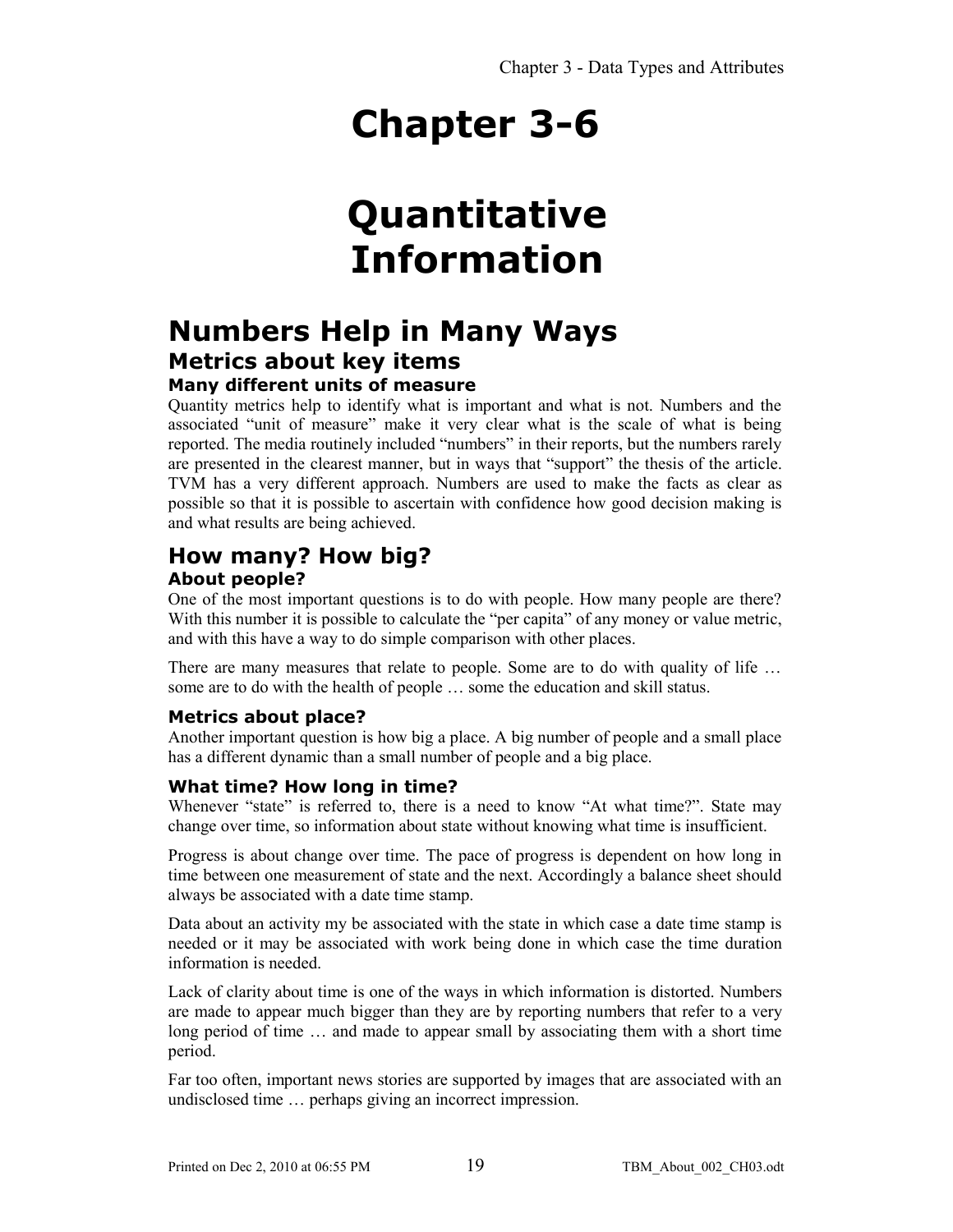# Chapter 3-6

# Quantitative Information

## Numbers Help in Many Ways

### Metrics about key items

#### Many different units of measure

Quantity metrics help to identify what is important and what is not. Numbers and the associated "unit of measure" make it very clear what is the scale of what is being reported. The media routinely included "numbers" in their reports, but the numbers rarely are presented in the clearest manner, but in ways that "support" the thesis of the article. TVM has a very different approach. Numbers are used to make the facts as clear as possible so that it is possible to ascertain with confidence how good decision making is and what results are being achieved.

## How many? How big?

#### About people?

One of the most important questions is to do with people. How many people are there? With this number it is possible to calculate the "per capita" of any money or value metric, and with this have a way to do simple comparison with other places.

There are many measures that relate to people. Some are to do with quality of life … some are to do with the health of people … some the education and skill status.

#### Metrics about place?

Another important question is how big a place. A big number of people and a small place has a different dynamic than a small number of people and a big place.

#### What time? How long in time?

Whenever "state" is referred to, there is a need to know "At what time?". State may change over time, so information about state without knowing what time is insufficient.

Progress is about change over time. The pace of progress is dependent on how long in time between one measurement of state and the next. Accordingly a balance sheet should always be associated with a date time stamp.

Data about an activity my be associated with the state in which case a date time stamp is needed or it may be associated with work being done in which case the time duration information is needed.

Lack of clarity about time is one of the ways in which information is distorted. Numbers are made to appear much bigger than they are by reporting numbers that refer to a very long period of time … and made to appear small by associating them with a short time period.

Far too often, important news stories are supported by images that are associated with an undisclosed time … perhaps giving an incorrect impression.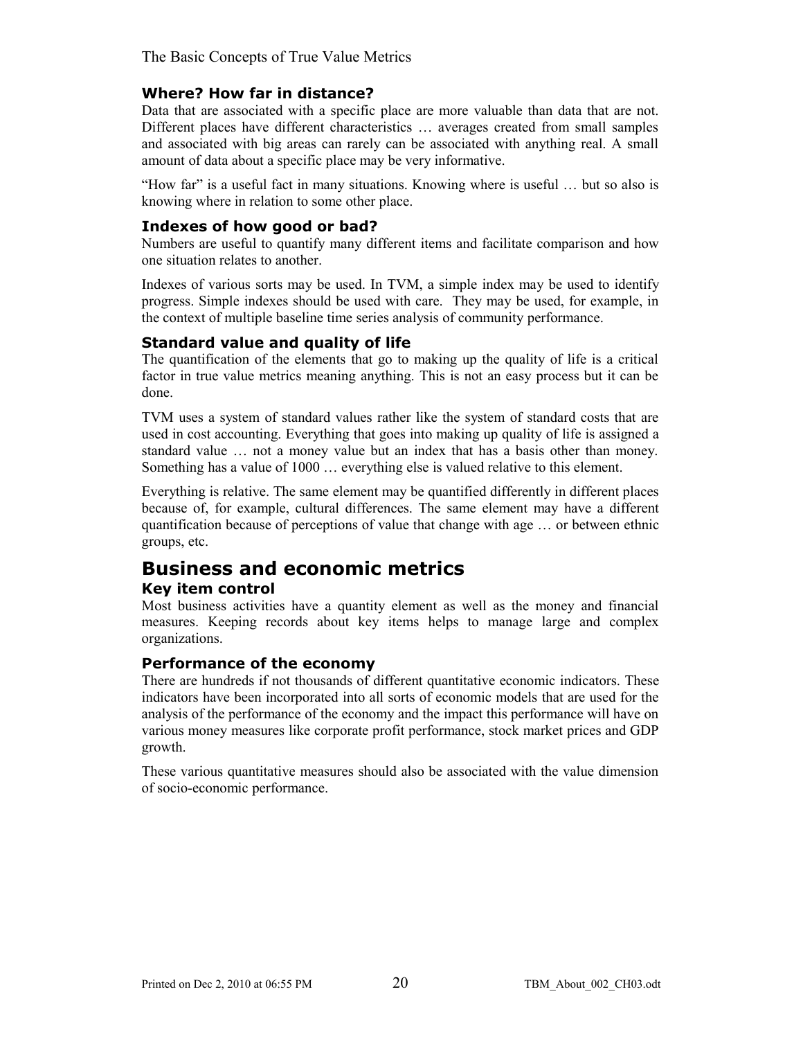### Where? How far in distance?

Data that are associated with a specific place are more valuable than data that are not. Different places have different characteristics … averages created from small samples and associated with big areas can rarely can be associated with anything real. A small amount of data about a specific place may be very informative.

“How far” is a useful fact in many situations. Knowing where is useful … but so also is knowing where in relation to some other place.

### Indexes of how good or bad?

Numbers are useful to quantify many different items and facilitate comparison and how one situation relates to another.

Indexes of various sorts may be used. In TVM, a simple index may be used to identify progress. Simple indexes should be used with care. They may be used, for example, in the context of multiple baseline time series analysis of community performance.

### Standard value and quality of life

The quantification of the elements that go to making up the quality of life is a critical factor in true value metrics meaning anything. This is not an easy process but it can be done.

TVM uses a system of standard values rather like the system of standard costs that are used in cost accounting. Everything that goes into making up quality of life is assigned a standard value … not a money value but an index that has a basis other than money. Something has a value of 1000 … everything else is valued relative to this element.

Everything is relative. The same element may be quantified differently in different places because of, for example, cultural differences. The same element may have a different quantification because of perceptions of value that change with age … or between ethnic groups, etc.

## Business and economic metrics

### Key item control

Most business activities have a quantity element as well as the money and financial measures. Keeping records about key items helps to manage large and complex organizations.

### Performance of the economy

There are hundreds if not thousands of different quantitative economic indicators. These indicators have been incorporated into all sorts of economic models that are used for the analysis of the performance of the economy and the impact this performance will have on various money measures like corporate profit performance, stock market prices and GDP growth.

These various quantitative measures should also be associated with the value dimension of socio-economic performance.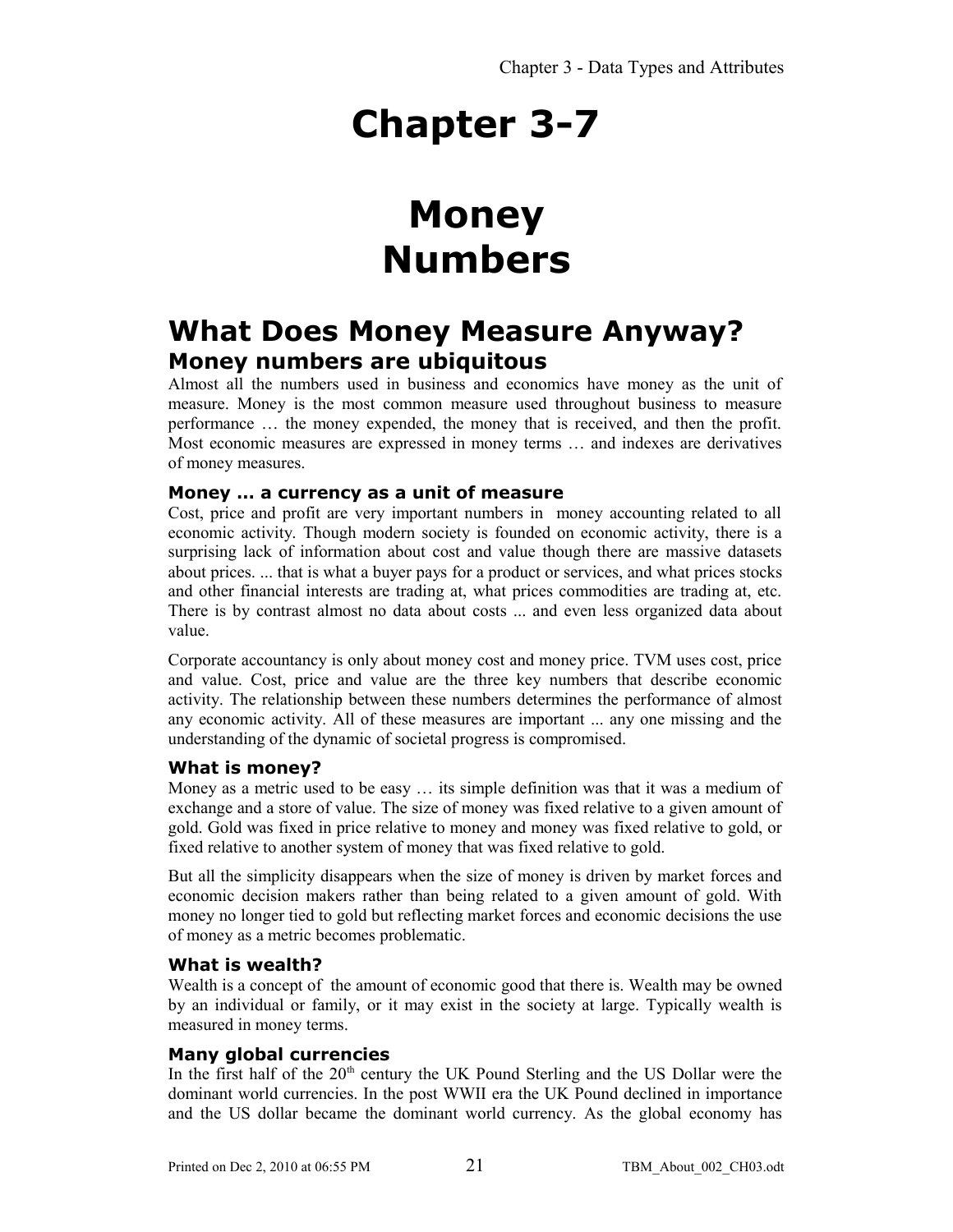# Chapter 3-7

# Money Numbers

## What Does Money Measure Anyway?

### Money numbers are ubiquitous

Almost all the numbers used in business and economics have money as the unit of measure. Money is the most common measure used throughout business to measure performance … the money expended, the money that is received, and then the profit. Most economic measures are expressed in money terms … and indexes are derivatives of money measures.

#### Money ... a currency as a unit of measure

Cost, price and profit are very important numbers in money accounting related to all economic activity. Though modern society is founded on economic activity, there is a surprising lack of information about cost and value though there are massive datasets about prices. ... that is what a buyer pays for a product or services, and what prices stocks and other financial interests are trading at, what prices commodities are trading at, etc. There is by contrast almost no data about costs ... and even less organized data about value.

Corporate accountancy is only about money cost and money price. TVM uses cost, price and value. Cost, price and value are the three key numbers that describe economic activity. The relationship between these numbers determines the performance of almost any economic activity. All of these measures are important ... any one missing and the understanding of the dynamic of societal progress is compromised.

#### What is money?

Money as a metric used to be easy … its simple definition was that it was a medium of exchange and a store of value. The size of money was fixed relative to a given amount of gold. Gold was fixed in price relative to money and money was fixed relative to gold, or fixed relative to another system of money that was fixed relative to gold.

But all the simplicity disappears when the size of money is driven by market forces and economic decision makers rather than being related to a given amount of gold. With money no longer tied to gold but reflecting market forces and economic decisions the use of money as a metric becomes problematic.

#### What is wealth?

Wealth is a concept of the amount of economic good that there is. Wealth may be owned by an individual or family, or it may exist in the society at large. Typically wealth is measured in money terms.

#### Many global currencies

In the first half of the 20th century the UK Pound Sterling and the US Dollar were the dominant world currencies. In the post WWII era the UK Pound declined in importance and the US dollar became the dominant world currency. As the global economy has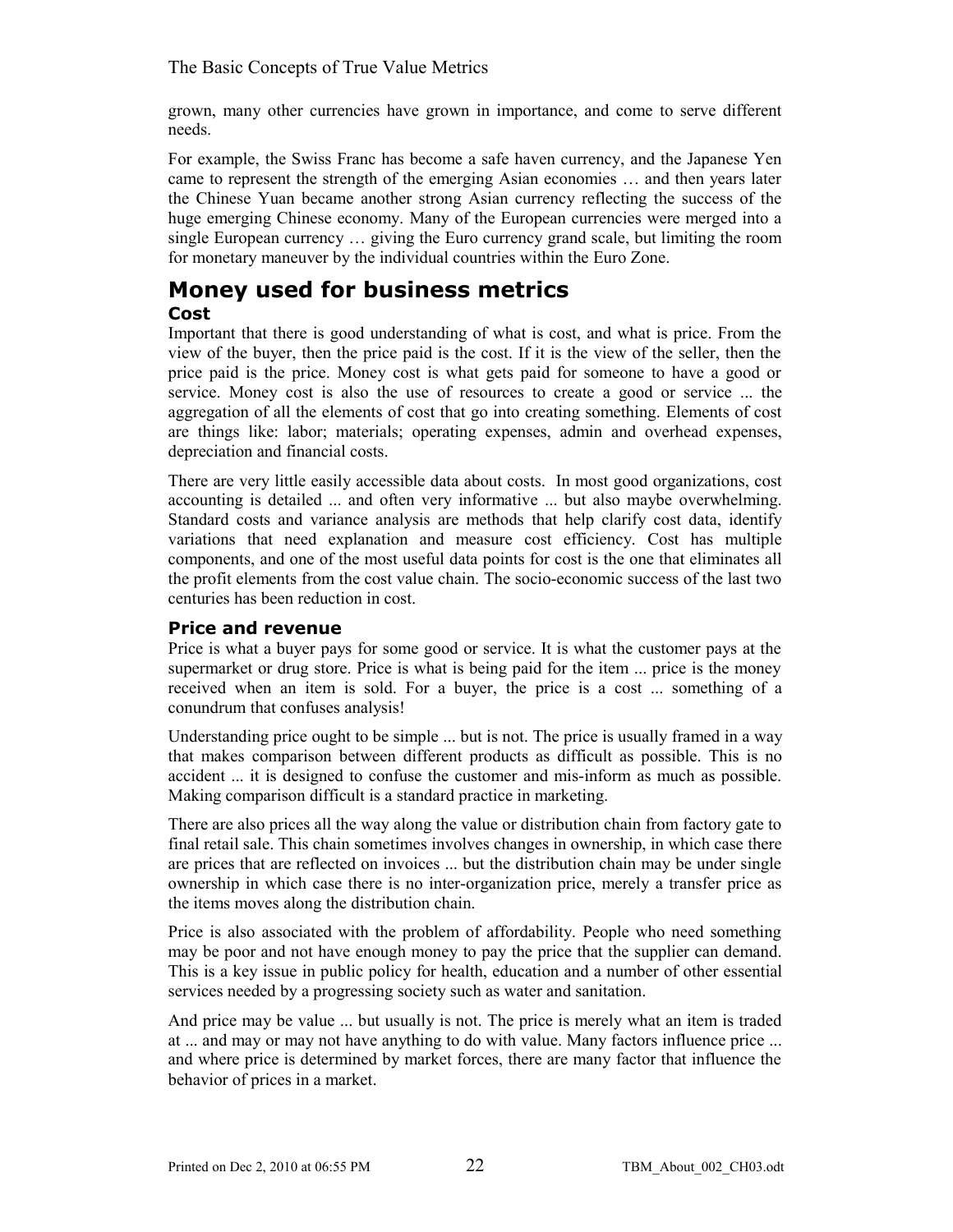grown, many other currencies have grown in importance, and come to serve different needs.

For example, the Swiss Franc has become a safe haven currency, and the Japanese Yen came to represent the strength of the emerging Asian economies … and then years later the Chinese Yuan became another strong Asian currency reflecting the success of the huge emerging Chinese economy. Many of the European currencies were merged into a single European currency … giving the Euro currency grand scale, but limiting the room for monetary maneuver by the individual countries within the Euro Zone.

# Money used for business metrics

### Cost

Important that there is good understanding of what is cost, and what is price. From the view of the buyer, then the price paid is the cost. If it is the view of the seller, then the price paid is the price. Money cost is what gets paid for someone to have a good or service. Money cost is also the use of resources to create a good or service ... the aggregation of all the elements of cost that go into creating something. Elements of cost are things like: labor; materials; operating expenses, admin and overhead expenses, depreciation and financial costs.

There are very little easily accessible data about costs. In most good organizations, cost accounting is detailed ... and often very informative ... but also maybe overwhelming. Standard costs and variance analysis are methods that help clarify cost data, identify variations that need explanation and measure cost efficiency. Cost has multiple components, and one of the most useful data points for cost is the one that eliminates all the profit elements from the cost value chain. The socio-economic success of the last two centuries has been reduction in cost.

### Price and revenue

Price is what a buyer pays for some good or service. It is what the customer pays at the supermarket or drug store. Price is what is being paid for the item ... price is the money received when an item is sold. For a buyer, the price is a cost ... something of a conundrum that confuses analysis!

Understanding price ought to be simple ... but is not. The price is usually framed in a way that makes comparison between different products as difficult as possible. This is no accident ... it is designed to confuse the customer and mis-inform as much as possible. Making comparison difficult is a standard practice in marketing.

There are also prices all the way along the value or distribution chain from factory gate to final retail sale. This chain sometimes involves changes in ownership, in which case there are prices that are reflected on invoices ... but the distribution chain may be under single ownership in which case there is no inter-organization price, merely a transfer price as the items moves along the distribution chain.

Price is also associated with the problem of affordability. People who need something may be poor and not have enough money to pay the price that the supplier can demand. This is a key issue in public policy for health, education and a number of other essential services needed by a progressing society such as water and sanitation.

And price may be value ... but usually is not. The price is merely what an item is traded at ... and may or may not have anything to do with value. Many factors influence price ... and where price is determined by market forces, there are many factor that influence the behavior of prices in a market.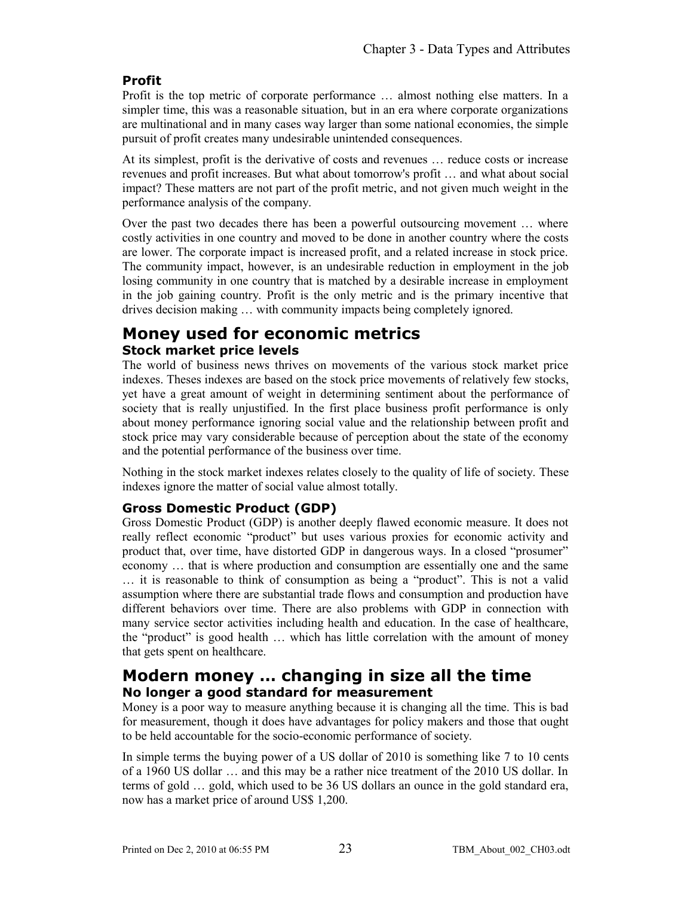### Profit

Profit is the top metric of corporate performance … almost nothing else matters. In a simpler time, this was a reasonable situation, but in an era where corporate organizations are multinational and in many cases way larger than some national economies, the simple pursuit of profit creates many undesirable unintended consequences.

At its simplest, profit is the derivative of costs and revenues … reduce costs or increase revenues and profit increases. But what about tomorrow's profit … and what about social impact? These matters are not part of the profit metric, and not given much weight in the performance analysis of the company.

Over the past two decades there has been a powerful outsourcing movement … where costly activities in one country and moved to be done in another country where the costs are lower. The corporate impact is increased profit, and a related increase in stock price. The community impact, however, is an undesirable reduction in employment in the job losing community in one country that is matched by a desirable increase in employment in the job gaining country. Profit is the only metric and is the primary incentive that drives decision making … with community impacts being completely ignored.

## Money used for economic metrics

### Stock market price levels

The world of business news thrives on movements of the various stock market price indexes. Theses indexes are based on the stock price movements of relatively few stocks, yet have a great amount of weight in determining sentiment about the performance of society that is really unjustified. In the first place business profit performance is only about money performance ignoring social value and the relationship between profit and stock price may vary considerable because of perception about the state of the economy and the potential performance of the business over time.

Nothing in the stock market indexes relates closely to the quality of life of society. These indexes ignore the matter of social value almost totally.

### Gross Domestic Product (GDP)

Gross Domestic Product (GDP) is another deeply flawed economic measure. It does not really reflect economic "product" but uses various proxies for economic activity and product that, over time, have distorted GDP in dangerous ways. In a closed "prosumer" economy … that is where production and consumption are essentially one and the same … it is reasonable to think of consumption as being a "product". This is not a valid assumption where there are substantial trade flows and consumption and production have different behaviors over time. There are also problems with GDP in connection with many service sector activities including health and education. In the case of healthcare, the "product" is good health … which has little correlation with the amount of money that gets spent on healthcare.

## Modern money … changing in size all the time

### No longer a good standard for measurement

Money is a poor way to measure anything because it is changing all the time. This is bad for measurement, though it does have advantages for policy makers and those that ought to be held accountable for the socio-economic performance of society.

In simple terms the buying power of a US dollar of 2010 is something like 7 to 10 cents of a 1960 US dollar … and this may be a rather nice treatment of the 2010 US dollar. In terms of gold … gold, which used to be 36 US dollars an ounce in the gold standard era, now has a market price of around US$ 1,200.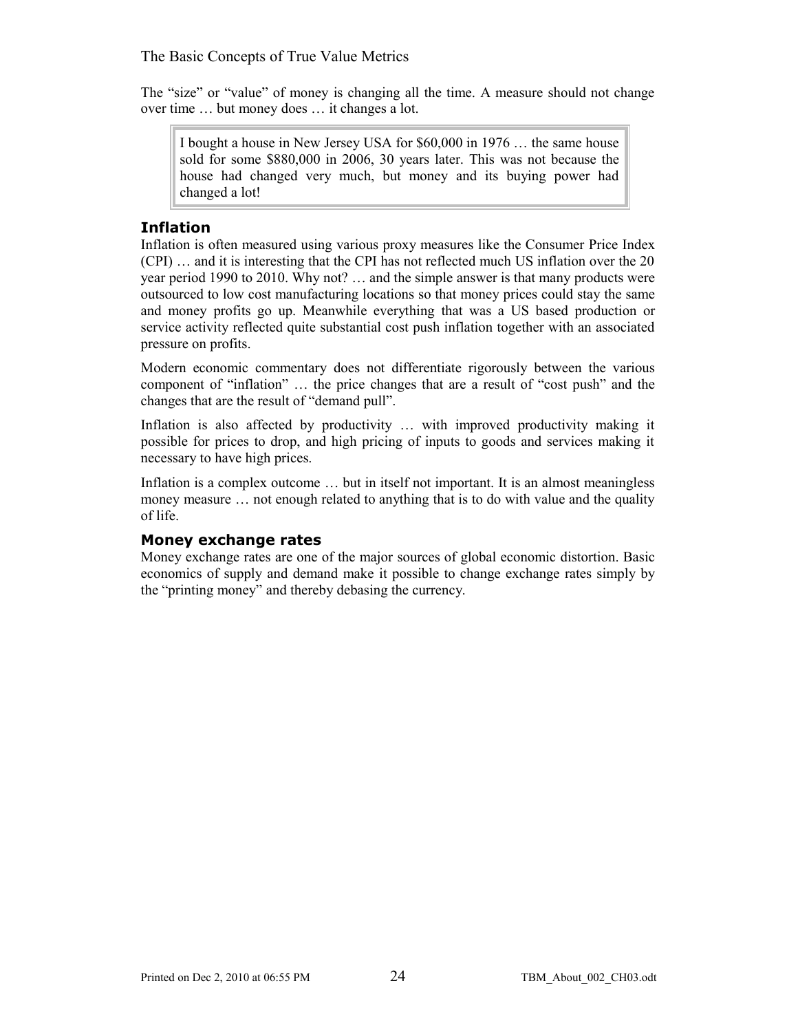The "size" or "value" of money is changing all the time. A measure should not change over time … but money does … it changes a lot.

> I bought a house in New Jersey USA for $60,000 in 1976 … the same house sold for some $880,000 in 2006, 30 years later. This was not because the house had changed very much, but money and its buying power had changed a lot!

### Inflation

Inflation is often measured using various proxy measures like the Consumer Price Index (CPI) … and it is interesting that the CPI has not reflected much US inflation over the 20 year period 1990 to 2010. Why not? … and the simple answer is that many products were outsourced to low cost manufacturing locations so that money prices could stay the same and money profits go up. Meanwhile everything that was a US based production or service activity reflected quite substantial cost push inflation together with an associated pressure on profits.

Modern economic commentary does not differentiate rigorously between the various component of "inflation" … the price changes that are a result of "cost push" and the changes that are the result of "demand pull".

Inflation is also affected by productivity … with improved productivity making it possible for prices to drop, and high pricing of inputs to goods and services making it necessary to have high prices.

Inflation is a complex outcome … but in itself not important. It is an almost meaningless money measure … not enough related to anything that is to do with value and the quality of life.

### Money exchange rates

Money exchange rates are one of the major sources of global economic distortion. Basic economics of supply and demand make it possible to change exchange rates simply by the "printing money" and thereby debasing the currency.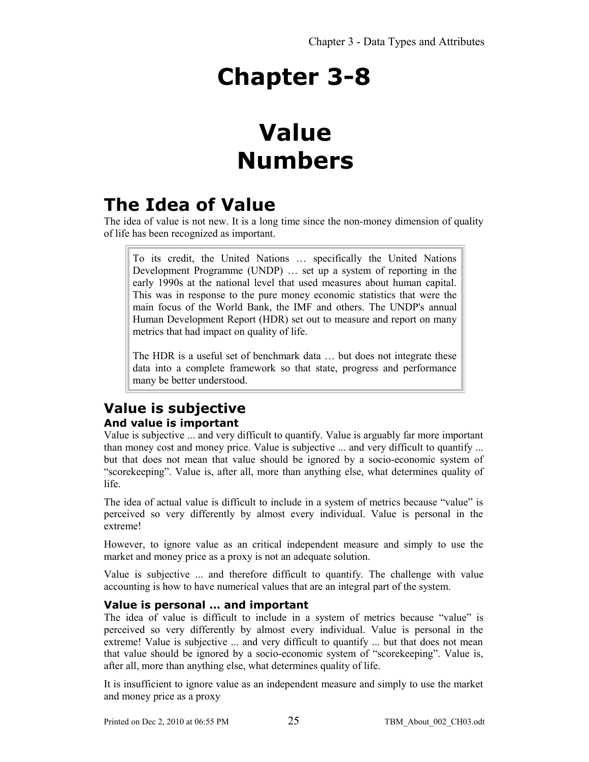# Chapter 3-8

# Value Numbers

## The Idea of Value

The idea of value is not new. It is a long time since the non-money dimension of quality of life has been recognized as important.

> To its credit, the United Nations … specifically the United Nations Development Programme (UNDP) … set up a system of reporting in the early 1990s at the national level that used measures about human capital. This was in response to the pure money economic statistics that were the main focus of the World Bank, the IMF and others. The UNDP's annual Human Development Report (HDR) set out to measure and report on many metrics that had impact on quality of life.
>
> The HDR is a useful set of benchmark data … but does not integrate these data into a complete framework so that state, progress and performance many be better understood.

### Value is subjective

#### And value is important

Value is subjective ... and very difficult to quantify. Value is arguably far more important than money cost and money price. Value is subjective ... and very difficult to quantify ... but that does not mean that value should be ignored by a socio-economic system of "scorekeeping". Value is, after all, more than anything else, what determines quality of life.

The idea of actual value is difficult to include in a system of metrics because "value" is perceived so very differently by almost every individual. Value is personal in the extreme!

However, to ignore value as an critical independent measure and simply to use the market and money price as a proxy is not an adequate solution.

Value is subjective ... and therefore difficult to quantify. The challenge with value accounting is how to have numerical values that are an integral part of the system.

#### Value is personal … and important

The idea of value is difficult to include in a system of metrics because "value" is perceived so very differently by almost every individual. Value is personal in the extreme! Value is subjective ... and very difficult to quantify ... but that does not mean that value should be ignored by a socio-economic system of "scorekeeping". Value is, after all, more than anything else, what determines quality of life.

It is insufficient to ignore value as an independent measure and simply to use the market and money price as a proxy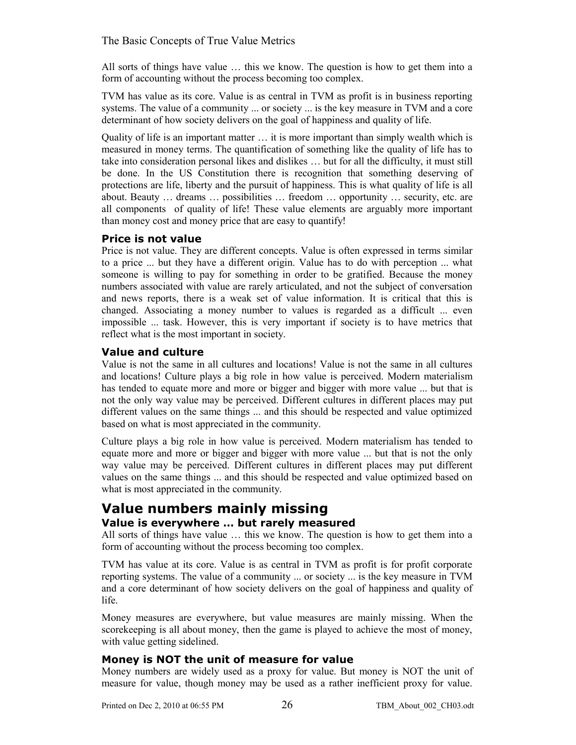All sorts of things have value … this we know. The question is how to get them into a form of accounting without the process becoming too complex.

TVM has value as its core. Value is as central in TVM as profit is in business reporting systems. The value of a community ... or society ... is the key measure in TVM and a core determinant of how society delivers on the goal of happiness and quality of life.

Quality of life is an important matter … it is more important than simply wealth which is measured in money terms. The quantification of something like the quality of life has to take into consideration personal likes and dislikes … but for all the difficulty, it must still be done. In the US Constitution there is recognition that something deserving of protections are life, liberty and the pursuit of happiness. This is what quality of life is all about. Beauty … dreams … possibilities … freedom … opportunity … security, etc. are all components of quality of life! These value elements are arguably more important than money cost and money price that are easy to quantify!

### Price is not value

Price is not value. They are different concepts. Value is often expressed in terms similar to a price ... but they have a different origin. Value has to do with perception ... what someone is willing to pay for something in order to be gratified. Because the money numbers associated with value are rarely articulated, and not the subject of conversation and news reports, there is a weak set of value information. It is critical that this is changed. Associating a money number to values is regarded as a difficult ... even impossible ... task. However, this is very important if society is to have metrics that reflect what is the most important in society.

### Value and culture

Value is not the same in all cultures and locations! Value is not the same in all cultures and locations! Culture plays a big role in how value is perceived. Modern materialism has tended to equate more and more or bigger and bigger with more value ... but that is not the only way value may be perceived. Different cultures in different places may put different values on the same things ... and this should be respected and value optimized based on what is most appreciated in the community.

Culture plays a big role in how value is perceived. Modern materialism has tended to equate more and more or bigger and bigger with more value ... but that is not the only way value may be perceived. Different cultures in different places may put different values on the same things ... and this should be respected and value optimized based on what is most appreciated in the community.

## Value numbers mainly missing

### Value is everywhere … but rarely measured

All sorts of things have value … this we know. The question is how to get them into a form of accounting without the process becoming too complex.

TVM has value at its core. Value is as central in TVM as profit is for profit corporate reporting systems. The value of a community ... or society ... is the key measure in TVM and a core determinant of how society delivers on the goal of happiness and quality of life.

Money measures are everywhere, but value measures are mainly missing. When the scorekeeping is all about money, then the game is played to achieve the most of money, with value getting sidelined.

### Money is NOT the unit of measure for value

Money numbers are widely used as a proxy for value. But money is NOT the unit of measure for value, though money may be used as a rather inefficient proxy for value.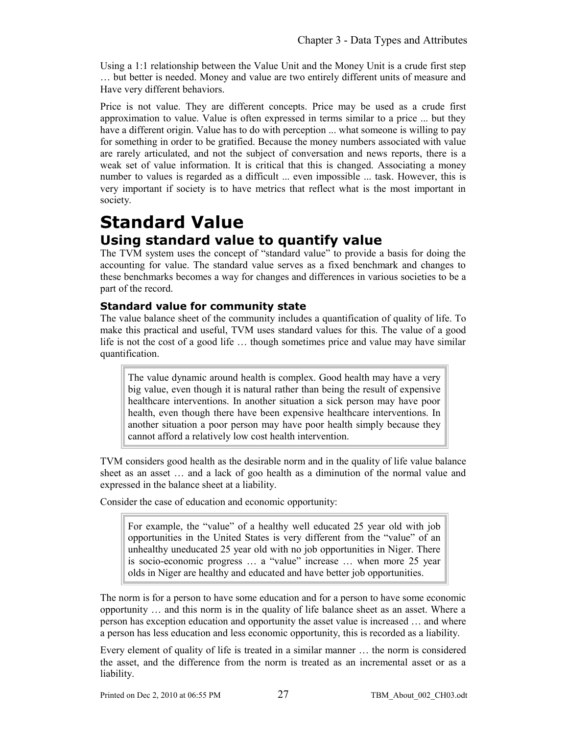Using a 1:1 relationship between the Value Unit and the Money Unit is a crude first step … but better is needed. Money and value are two entirely different units of measure and Have very different behaviors.

Price is not value. They are different concepts. Price may be used as a crude first approximation to value. Value is often expressed in terms similar to a price ... but they have a different origin. Value has to do with perception ... what someone is willing to pay for something in order to be gratified. Because the money numbers associated with value are rarely articulated, and not the subject of conversation and news reports, there is a weak set of value information. It is critical that this is changed. Associating a money number to values is regarded as a difficult ... even impossible ... task. However, this is very important if society is to have metrics that reflect what is the most important in society.

# Standard Value

## Using standard value to quantify value

The TVM system uses the concept of "standard value" to provide a basis for doing the accounting for value. The standard value serves as a fixed benchmark and changes to these benchmarks becomes a way for changes and differences in various societies to be a part of the record.

### Standard value for community state

The value balance sheet of the community includes a quantification of quality of life. To make this practical and useful, TVM uses standard values for this. The value of a good life is not the cost of a good life … though sometimes price and value may have similar quantification.

> The value dynamic around health is complex. Good health may have a very big value, even though it is natural rather than being the result of expensive healthcare interventions. In another situation a sick person may have poor health, even though there have been expensive healthcare interventions. In another situation a poor person may have poor health simply because they cannot afford a relatively low cost health intervention.

TVM considers good health as the desirable norm and in the quality of life value balance sheet as an asset … and a lack of goo health as a diminution of the normal value and expressed in the balance sheet at a liability.

Consider the case of education and economic opportunity:

> For example, the "value" of a healthy well educated 25 year old with job opportunities in the United States is very different from the "value" of an unhealthy uneducated 25 year old with no job opportunities in Niger. There is socio-economic progress … a "value" increase … when more 25 year olds in Niger are healthy and educated and have better job opportunities.

The norm is for a person to have some education and for a person to have some economic opportunity … and this norm is in the quality of life balance sheet as an asset. Where a person has exception education and opportunity the asset value is increased … and where a person has less education and less economic opportunity, this is recorded as a liability.

Every element of quality of life is treated in a similar manner … the norm is considered the asset, and the difference from the norm is treated as an incremental asset or as a liability.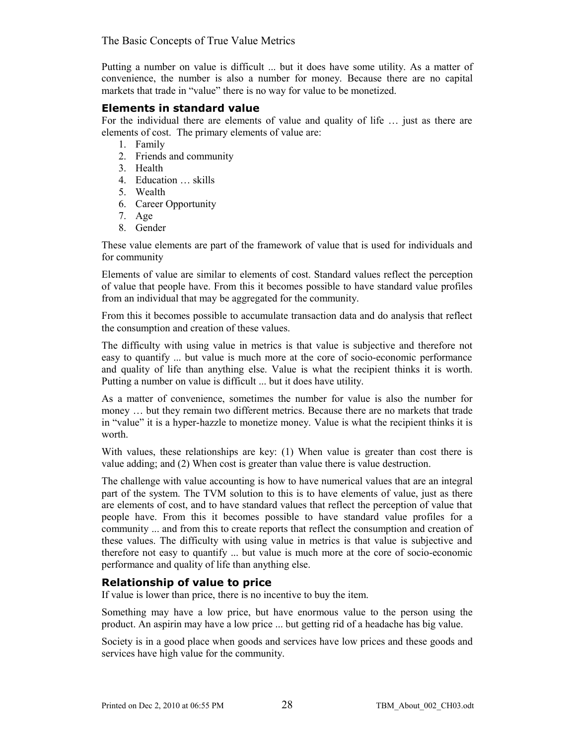Putting a number on value is difficult ... but it does have some utility. As a matter of convenience, the number is also a number for money. Because there are no capital markets that trade in "value" there is no way for value to be monetized.

### Elements in standard value

For the individual there are elements of value and quality of life … just as there are elements of cost. The primary elements of value are:

1. Family
2. Friends and community
3. Health
4. Education … skills
5. Wealth
6. Career Opportunity
7. Age
8. Gender

These value elements are part of the framework of value that is used for individuals and for community

Elements of value are similar to elements of cost. Standard values reflect the perception of value that people have. From this it becomes possible to have standard value profiles from an individual that may be aggregated for the community.

From this it becomes possible to accumulate transaction data and do analysis that reflect the consumption and creation of these values.

The difficulty with using value in metrics is that value is subjective and therefore not easy to quantify ... but value is much more at the core of socio-economic performance and quality of life than anything else. Value is what the recipient thinks it is worth. Putting a number on value is difficult ... but it does have utility.

As a matter of convenience, sometimes the number for value is also the number for money … but they remain two different metrics. Because there are no markets that trade in "value" it is a hyper-hazzle to monetize money. Value is what the recipient thinks it is worth.

With values, these relationships are key: (1) When value is greater than cost there is value adding; and (2) When cost is greater than value there is value destruction.

The challenge with value accounting is how to have numerical values that are an integral part of the system. The TVM solution to this is to have elements of value, just as there are elements of cost, and to have standard values that reflect the perception of value that people have. From this it becomes possible to have standard value profiles for a community ... and from this to create reports that reflect the consumption and creation of these values. The difficulty with using value in metrics is that value is subjective and therefore not easy to quantify ... but value is much more at the core of socio-economic performance and quality of life than anything else.

### Relationship of value to price

If value is lower than price, there is no incentive to buy the item.

Something may have a low price, but have enormous value to the person using the product. An aspirin may have a low price ... but getting rid of a headache has big value.

Society is in a good place when goods and services have low prices and these goods and services have high value for the community.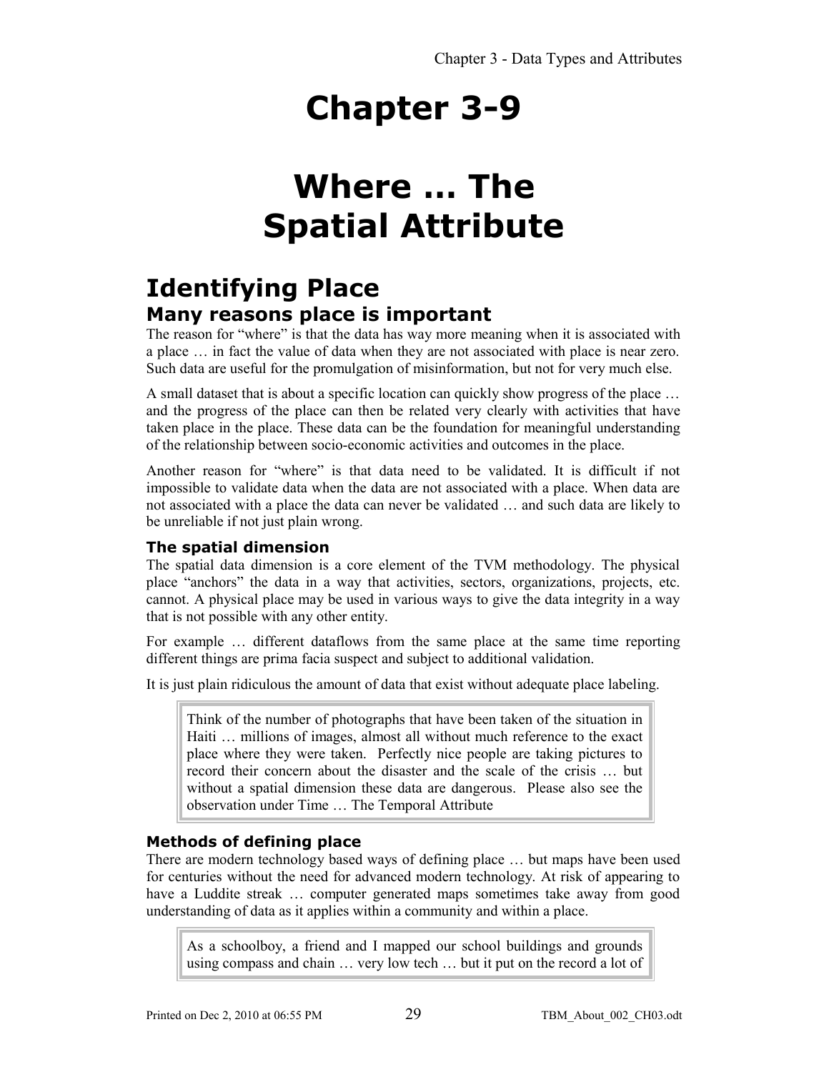# Chapter 3-9

# Where … The Spatial Attribute

## Identifying Place

### Many reasons place is important

The reason for "where" is that the data has way more meaning when it is associated with a place … in fact the value of data when they are not associated with place is near zero. Such data are useful for the promulgation of misinformation, but not for very much else.

A small dataset that is about a specific location can quickly show progress of the place … and the progress of the place can then be related very clearly with activities that have taken place in the place. These data can be the foundation for meaningful understanding of the relationship between socio-economic activities and outcomes in the place.

Another reason for "where" is that data need to be validated. It is difficult if not impossible to validate data when the data are not associated with a place. When data are not associated with a place the data can never be validated … and such data are likely to be unreliable if not just plain wrong.

#### The spatial dimension

The spatial data dimension is a core element of the TVM methodology. The physical place "anchors" the data in a way that activities, sectors, organizations, projects, etc. cannot. A physical place may be used in various ways to give the data integrity in a way that is not possible with any other entity.

For example … different dataflows from the same place at the same time reporting different things are prima facia suspect and subject to additional validation.

It is just plain ridiculous the amount of data that exist without adequate place labeling.

> Think of the number of photographs that have been taken of the situation in Haiti … millions of images, almost all without much reference to the exact place where they were taken. Perfectly nice people are taking pictures to record their concern about the disaster and the scale of the crisis … but without a spatial dimension these data are dangerous. Please also see the observation under Time … The Temporal Attribute

#### Methods of defining place

There are modern technology based ways of defining place … but maps have been used for centuries without the need for advanced modern technology. At risk of appearing to have a Luddite streak … computer generated maps sometimes take away from good understanding of data as it applies within a community and within a place.

> As a schoolboy, a friend and I mapped our school buildings and grounds using compass and chain … very low tech … but it put on the record a lot of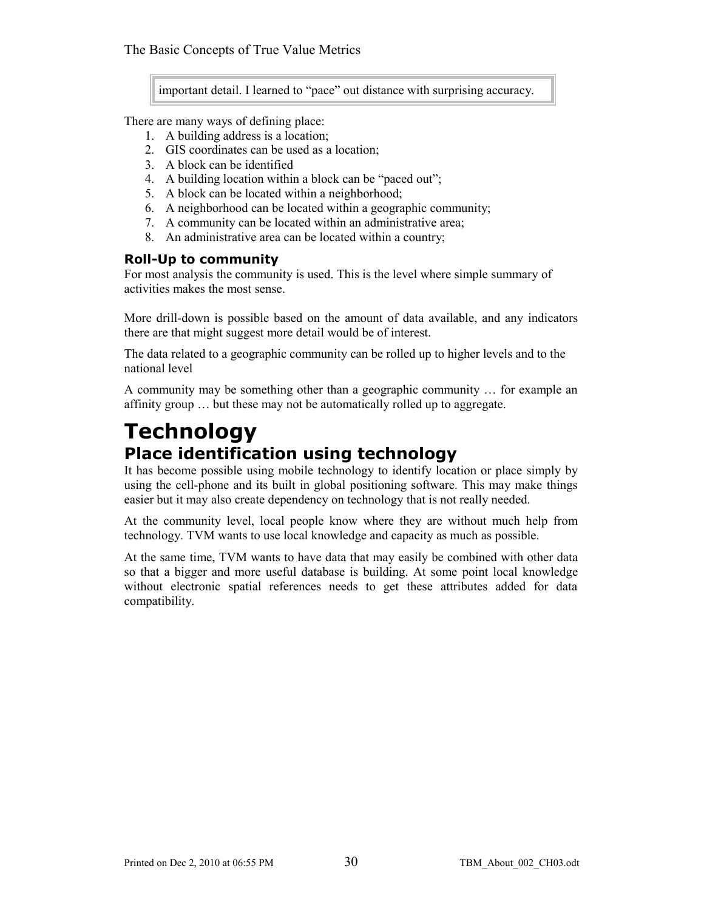> important detail. I learned to "pace" out distance with surprising accuracy.

There are many ways of defining place:

1. A building address is a location;
2. GIS coordinates can be used as a location;
3. A block can be identified
4. A building location within a block can be "paced out";
5. A block can be located within a neighborhood;
6. A neighborhood can be located within a geographic community;
7. A community can be located within an administrative area;
8. An administrative area can be located within a country;

### Roll-Up to community

For most analysis the community is used. This is the level where simple summary of activities makes the most sense.

More drill-down is possible based on the amount of data available, and any indicators there are that might suggest more detail would be of interest.

The data related to a geographic community can be rolled up to higher levels and to the national level

A community may be something other than a geographic community … for example an affinity group … but these may not be automatically rolled up to aggregate.

# Technology

## Place identification using technology

It has become possible using mobile technology to identify location or place simply by using the cell-phone and its built in global positioning software. This may make things easier but it may also create dependency on technology that is not really needed.

At the community level, local people know where they are without much help from technology. TVM wants to use local knowledge and capacity as much as possible.

At the same time, TVM wants to have data that may easily be combined with other data so that a bigger and more useful database is building. At some point local knowledge without electronic spatial references needs to get these attributes added for data compatibility.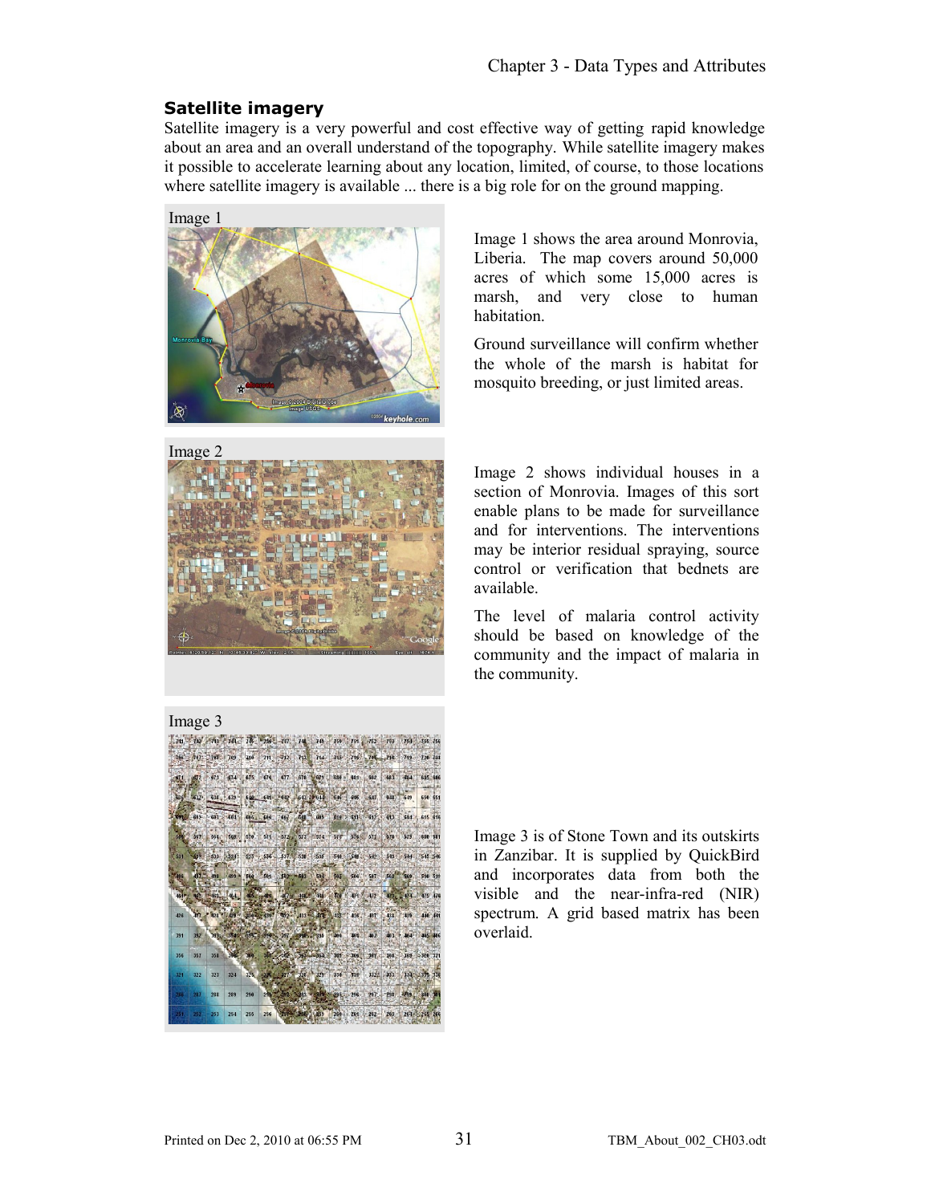## Satellite imagery

Satellite imagery is a very powerful and cost effective way of getting rapid knowledge about an area and an overall understand of the topography. While satellite imagery makes it possible to accelerate learning about any location, limited, of course, to those locations where satellite imagery is available ... there is a big role for on the ground mapping.

Image 1

Image 1 shows the area around Monrovia, Liberia. The map covers around 50,000 acres of which some 15,000 acres is marsh, and very close to human habitation.

Ground surveillance will confirm whether the whole of the marsh is habitat for mosquito breeding, or just limited areas.

Image 2

Image 2 shows individual houses in a section of Monrovia. Images of this sort enable plans to be made for surveillance and for interventions. The interventions may be interior residual spraying, source control or verification that bednets are available.

The level of malaria control activity should be based on knowledge of the community and the impact of malaria in the community.

Image 3

Image 3 is of Stone Town and its outskirts in Zanzibar. It is supplied by QuickBird and incorporates data from both the visible and the near-infra-red (NIR) spectrum. A grid based matrix has been overlaid.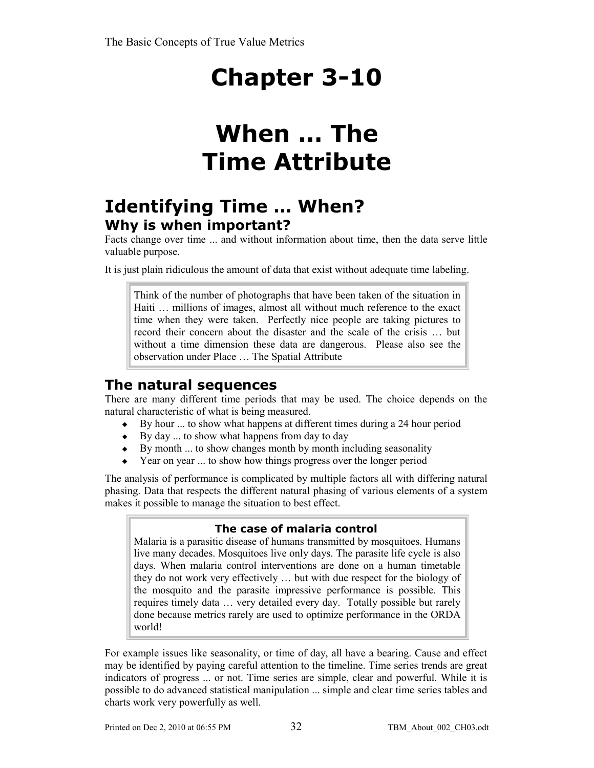# Chapter 3-10

# When ... The Time Attribute

## Identifying Time … When?

### Why is when important?

Facts change over time ... and without information about time, then the data serve little valuable purpose.

It is just plain ridiculous the amount of data that exist without adequate time labeling.

> Think of the number of photographs that have been taken of the situation in Haiti … millions of images, almost all without much reference to the exact time when they were taken. Perfectly nice people are taking pictures to record their concern about the disaster and the scale of the crisis … but without a time dimension these data are dangerous. Please also see the observation under Place … The Spatial Attribute

### The natural sequences

There are many different time periods that may be used. The choice depends on the natural characteristic of what is being measured.

- By hour ... to show what happens at different times during a 24 hour period
- By day ... to show what happens from day to day
- By month ... to show changes month by month including seasonality
- Year on year ... to show how things progress over the longer period

The analysis of performance is complicated by multiple factors all with differing natural phasing. Data that respects the different natural phasing of various elements of a system makes it possible to manage the situation to best effect.

> **The case of malaria control**
>
> Malaria is a parasitic disease of humans transmitted by mosquitoes. Humans live many decades. Mosquitoes live only days. The parasite life cycle is also days. When malaria control interventions are done on a human timetable they do not work very effectively … but with due respect for the biology of the mosquito and the parasite impressive performance is possible. This requires timely data … very detailed every day. Totally possible but rarely done because metrics rarely are used to optimize performance in the ORDA world!

For example issues like seasonality, or time of day, all have a bearing. Cause and effect may be identified by paying careful attention to the timeline. Time series trends are great indicators of progress ... or not. Time series are simple, clear and powerful. While it is possible to do advanced statistical manipulation ... simple and clear time series tables and charts work very powerfully as well.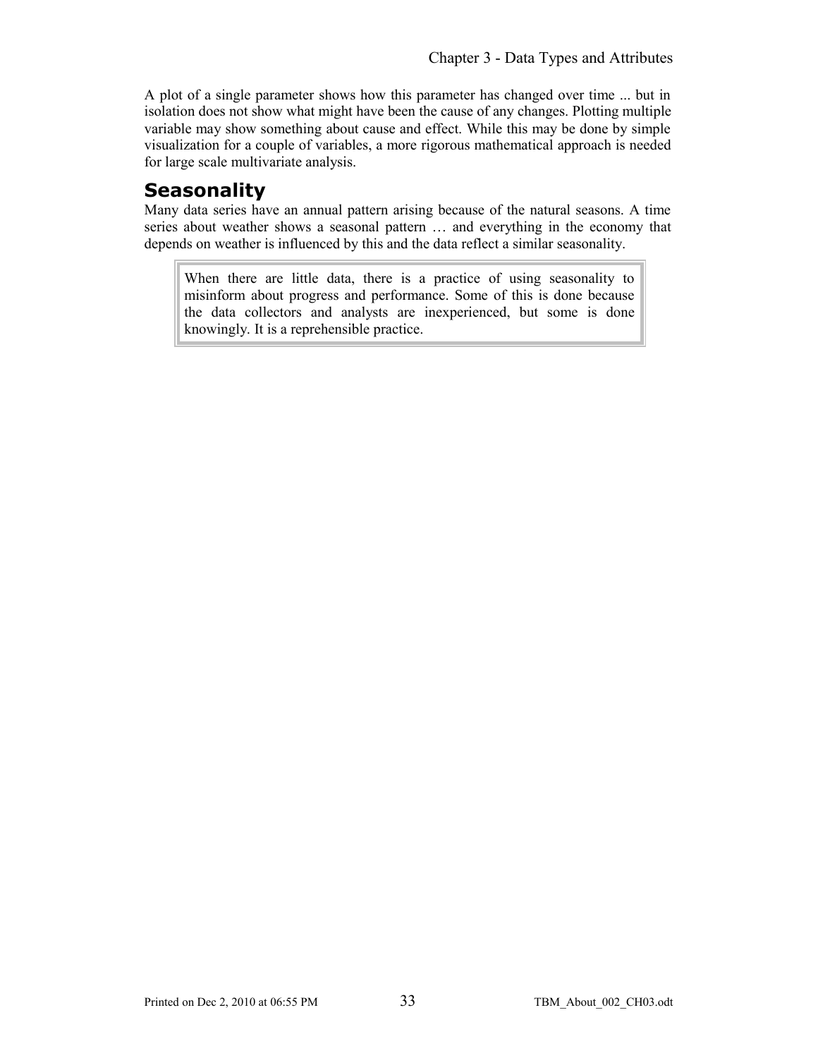A plot of a single parameter shows how this parameter has changed over time ... but in isolation does not show what might have been the cause of any changes. Plotting multiple variable may show something about cause and effect. While this may be done by simple visualization for a couple of variables, a more rigorous mathematical approach is needed for large scale multivariate analysis.

## Seasonality

Many data series have an annual pattern arising because of the natural seasons. A time series about weather shows a seasonal pattern … and everything in the economy that depends on weather is influenced by this and the data reflect a similar seasonality.

> When there are little data, there is a practice of using seasonality to misinform about progress and performance. Some of this is done because the data collectors and analysts are inexperienced, but some is done knowingly. It is a reprehensible practice.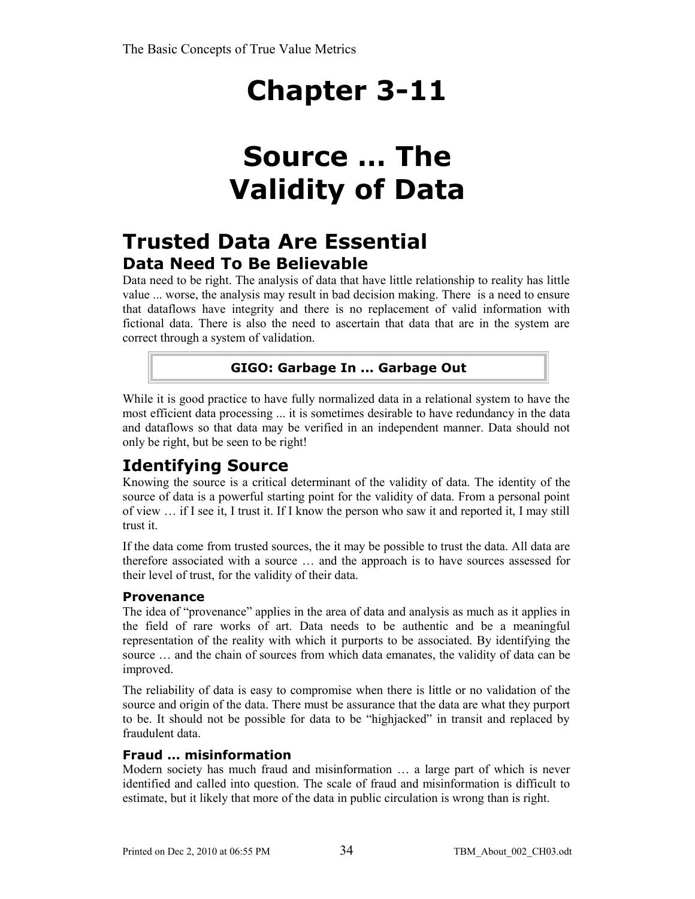# Chapter 3-11

# Source ... The Validity of Data

## Trusted Data Are Essential

### Data Need To Be Believable

Data need to be right. The analysis of data that have little relationship to reality has little value ... worse, the analysis may result in bad decision making. There is a need to ensure that dataflows have integrity and there is no replacement of valid information with fictional data. There is also the need to ascertain that data that are in the system are correct through a system of validation.

**GIGO: Garbage In ... Garbage Out**

While it is good practice to have fully normalized data in a relational system to have the most efficient data processing ... it is sometimes desirable to have redundancy in the data and dataflows so that data may be verified in an independent manner. Data should not only be right, but be seen to be right!

### Identifying Source

Knowing the source is a critical determinant of the validity of data. The identity of the source of data is a powerful starting point for the validity of data. From a personal point of view … if I see it, I trust it. If I know the person who saw it and reported it, I may still trust it.

If the data come from trusted sources, the it may be possible to trust the data. All data are therefore associated with a source … and the approach is to have sources assessed for their level of trust, for the validity of their data.

#### Provenance

The idea of "provenance" applies in the area of data and analysis as much as it applies in the field of rare works of art. Data needs to be authentic and be a meaningful representation of the reality with which it purports to be associated. By identifying the source … and the chain of sources from which data emanates, the validity of data can be improved.

The reliability of data is easy to compromise when there is little or no validation of the source and origin of the data. There must be assurance that the data are what they purport to be. It should not be possible for data to be "highjacked" in transit and replaced by fraudulent data.

#### Fraud … misinformation

Modern society has much fraud and misinformation … a large part of which is never identified and called into question. The scale of fraud and misinformation is difficult to estimate, but it likely that more of the data in public circulation is wrong than is right.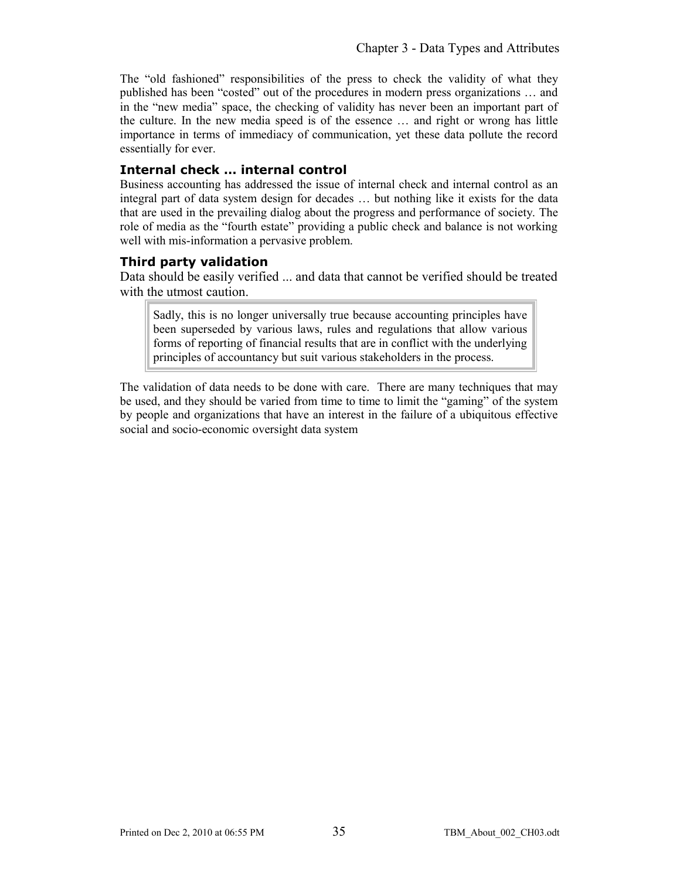The “old fashioned” responsibilities of the press to check the validity of what they published has been “costed” out of the procedures in modern press organizations … and in the “new media” space, the checking of validity has never been an important part of the culture. In the new media speed is of the essence … and right or wrong has little importance in terms of immediacy of communication, yet these data pollute the record essentially for ever.

### Internal check … internal control

Business accounting has addressed the issue of internal check and internal control as an integral part of data system design for decades … but nothing like it exists for the data that are used in the prevailing dialog about the progress and performance of society. The role of media as the “fourth estate” providing a public check and balance is not working well with mis-information a pervasive problem.

### Third party validation

Data should be easily verified ... and data that cannot be verified should be treated with the utmost caution.

> Sadly, this is no longer universally true because accounting principles have been superseded by various laws, rules and regulations that allow various forms of reporting of financial results that are in conflict with the underlying principles of accountancy but suit various stakeholders in the process.

The validation of data needs to be done with care. There are many techniques that may be used, and they should be varied from time to time to limit the “gaming” of the system by people and organizations that have an interest in the failure of a ubiquitous effective social and socio-economic oversight data system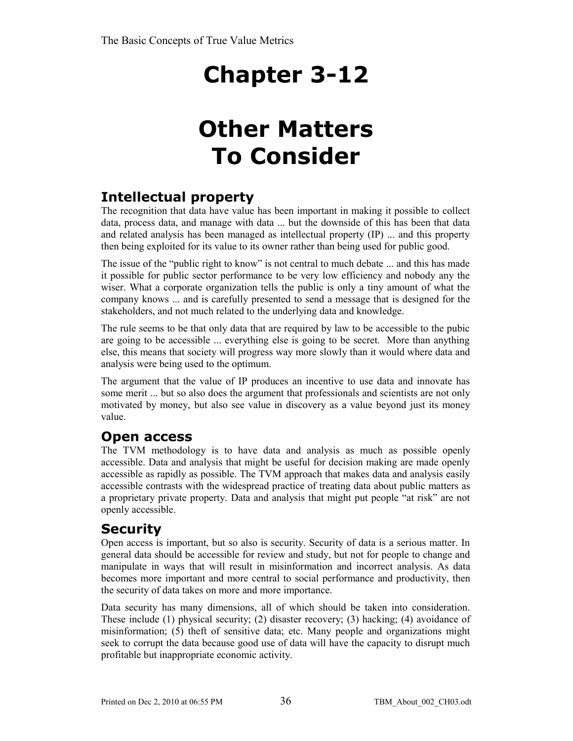# Chapter 3-12

# Other Matters To Consider

## Intellectual property

The recognition that data have value has been important in making it possible to collect data, process data, and manage with data ... but the downside of this has been that data and related analysis has been managed as intellectual property (IP) ... and this property then being exploited for its value to its owner rather than being used for public good.

The issue of the "public right to know" is not central to much debate ... and this has made it possible for public sector performance to be very low efficiency and nobody any the wiser. What a corporate organization tells the public is only a tiny amount of what the company knows ... and is carefully presented to send a message that is designed for the stakeholders, and not much related to the underlying data and knowledge.

The rule seems to be that only data that are required by law to be accessible to the pubic are going to be accessible ... everything else is going to be secret. More than anything else, this means that society will progress way more slowly than it would where data and analysis were being used to the optimum.

The argument that the value of IP produces an incentive to use data and innovate has some merit ... but so also does the argument that professionals and scientists are not only motivated by money, but also see value in discovery as a value beyond just its money value.

## Open access

The TVM methodology is to have data and analysis as much as possible openly accessible. Data and analysis that might be useful for decision making are made openly accessible as rapidly as possible. The TVM approach that makes data and analysis easily accessible contrasts with the widespread practice of treating data about public matters as a proprietary private property. Data and analysis that might put people "at risk" are not openly accessible.

## Security

Open access is important, but so also is security. Security of data is a serious matter. In general data should be accessible for review and study, but not for people to change and manipulate in ways that will result in misinformation and incorrect analysis. As data becomes more important and more central to social performance and productivity, then the security of data takes on more and more importance.

Data security has many dimensions, all of which should be taken into consideration. These include (1) physical security; (2) disaster recovery; (3) hacking; (4) avoidance of misinformation; (5) theft of sensitive data; etc. Many people and organizations might seek to corrupt the data because good use of data will have the capacity to disrupt much profitable but inappropriate economic activity.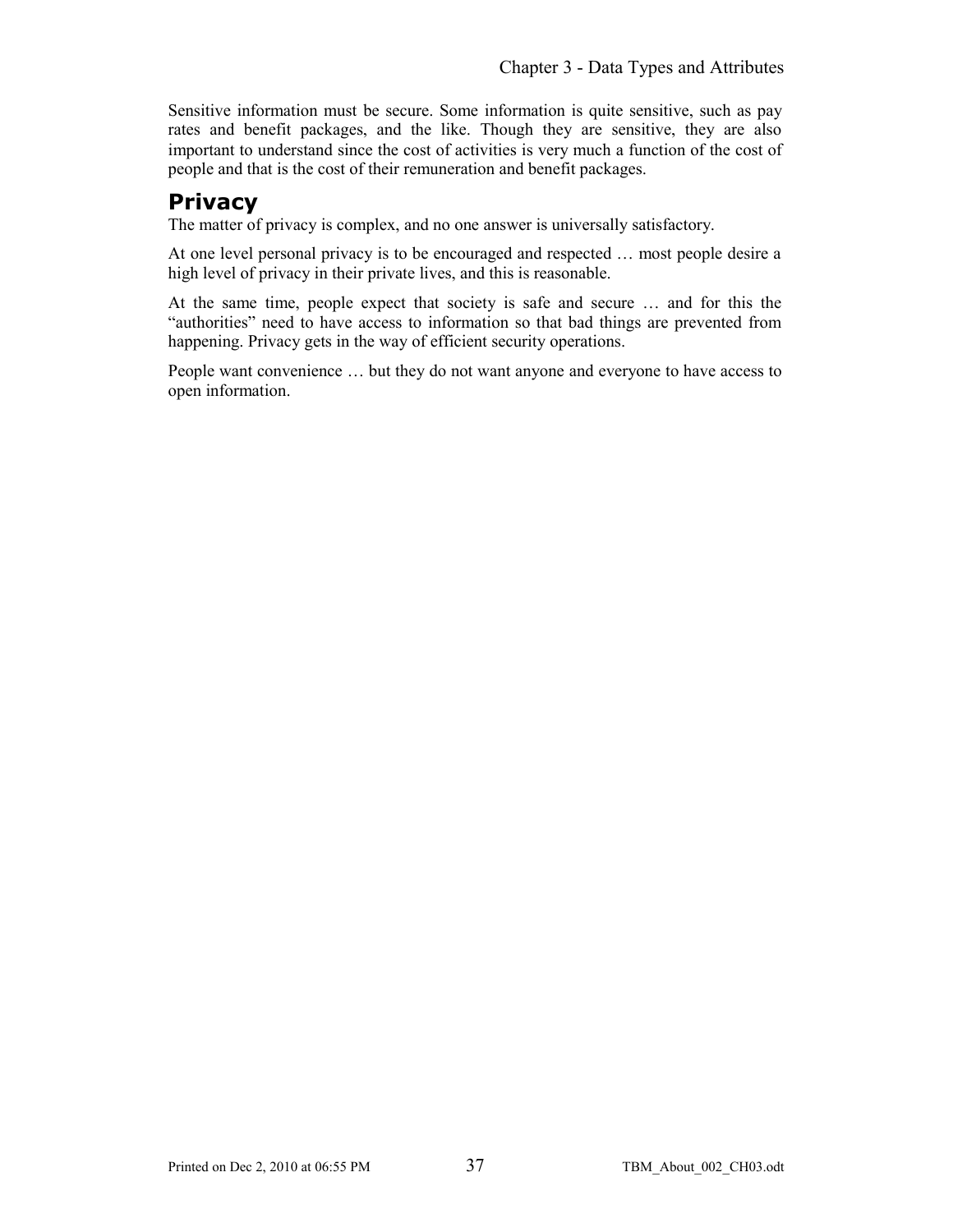Sensitive information must be secure. Some information is quite sensitive, such as pay rates and benefit packages, and the like. Though they are sensitive, they are also important to understand since the cost of activities is very much a function of the cost of people and that is the cost of their remuneration and benefit packages.

## Privacy

The matter of privacy is complex, and no one answer is universally satisfactory.

At one level personal privacy is to be encouraged and respected … most people desire a high level of privacy in their private lives, and this is reasonable.

At the same time, people expect that society is safe and secure … and for this the "authorities" need to have access to information so that bad things are prevented from happening. Privacy gets in the way of efficient security operations.

People want convenience … but they do not want anyone and everyone to have access to open information.